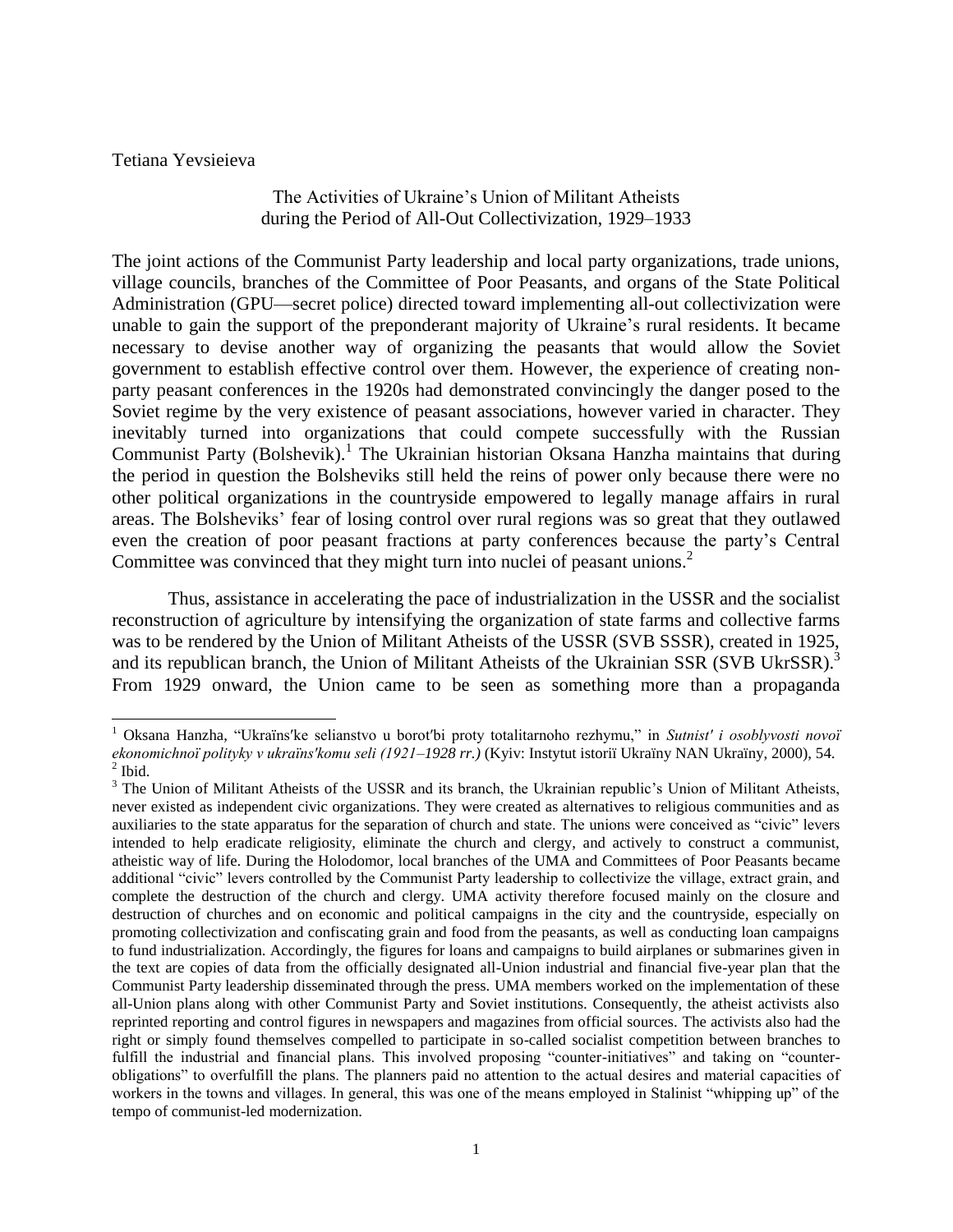Tetiana Yevsieieva

## The Activities of Ukraine's Union of Militant Atheists during the Period of All-Out Collectivization, 1929–1933

The joint actions of the Communist Party leadership and local party organizations, trade unions, village councils, branches of the Committee of Poor Peasants, and organs of the State Political Administration (GPU—secret police) directed toward implementing all-out collectivization were unable to gain the support of the preponderant majority of Ukraine's rural residents. It became necessary to devise another way of organizing the peasants that would allow the Soviet government to establish effective control over them. However, the experience of creating non-party peasant conferences in the 1920s had demonstrated convincingly the danger posed to the Soviet regime by the very existence of peasant associations, however varied in character. They inevitably turned into organizations that could compete successfully with the Russian Communist Party (Bolshevik).[1] The Ukrainian historian Oksana Hanzha maintains that during the period in question the Bolsheviks still held the reins of power only because there were no other political organizations in the countryside empowered to legally manage affairs in rural areas. The Bolsheviks' fear of losing control over rural regions was so great that they outlawed even the creation of poor peasant fractions at party conferences because the party's Central Committee was convinced that they might turn into nuclei of peasant unions.[2]

Thus, assistance in accelerating the pace of industrialization in the USSR and the socialist reconstruction of agriculture by intensifying the organization of state farms and collective farms was to be rendered by the Union of Militant Atheists of the USSR (SVB SSSR), created in 1925, and its republican branch, the Union of Militant Atheists of the Ukrainian SSR (SVB UkrSSR).[3] From 1929 onward, the Union came to be seen as something more than a propaganda

---

[1] Oksana Hanzha, "Ukraïns′ke selianstvo u borot′bi proty totalitarnoho rezhymu," in *Sutnist′ i osoblyvosti novoï ekonomichnoï polityky v ukraïns′komu seli (1921–1928 rr.)* (Kyiv: Instytut istoriï Ukraïny NAN Ukraïny, 2000), 54.

[2] Ibid.

[3] The Union of Militant Atheists of the USSR and its branch, the Ukrainian republic's Union of Militant Atheists, never existed as independent civic organizations. They were created as alternatives to religious communities and as auxiliaries to the state apparatus for the separation of church and state. The unions were conceived as "civic" levers intended to help eradicate religiosity, eliminate the church and clergy, and actively to construct a communist, atheistic way of life. During the Holodomor, local branches of the UMA and Committees of Poor Peasants became additional "civic" levers controlled by the Communist Party leadership to collectivize the village, extract grain, and complete the destruction of the church and clergy. UMA activity therefore focused mainly on the closure and destruction of churches and on economic and political campaigns in the city and the countryside, especially on promoting collectivization and confiscating grain and food from the peasants, as well as conducting loan campaigns to fund industrialization. Accordingly, the figures for loans and campaigns to build airplanes or submarines given in the text are copies of data from the officially designated all-Union industrial and financial five-year plan that the Communist Party leadership disseminated through the press. UMA members worked on the implementation of these all-Union plans along with other Communist Party and Soviet institutions. Consequently, the atheist activists also reprinted reporting and control figures in newspapers and magazines from official sources. The activists also had the right or simply found themselves compelled to participate in so-called socialist competition between branches to fulfill the industrial and financial plans. This involved proposing "counter-initiatives" and taking on "counter-obligations" to overfulfill the plans. The planners paid no attention to the actual desires and material capacities of workers in the towns and villages. In general, this was one of the means employed in Stalinist "whipping up" of the tempo of communist-led modernization.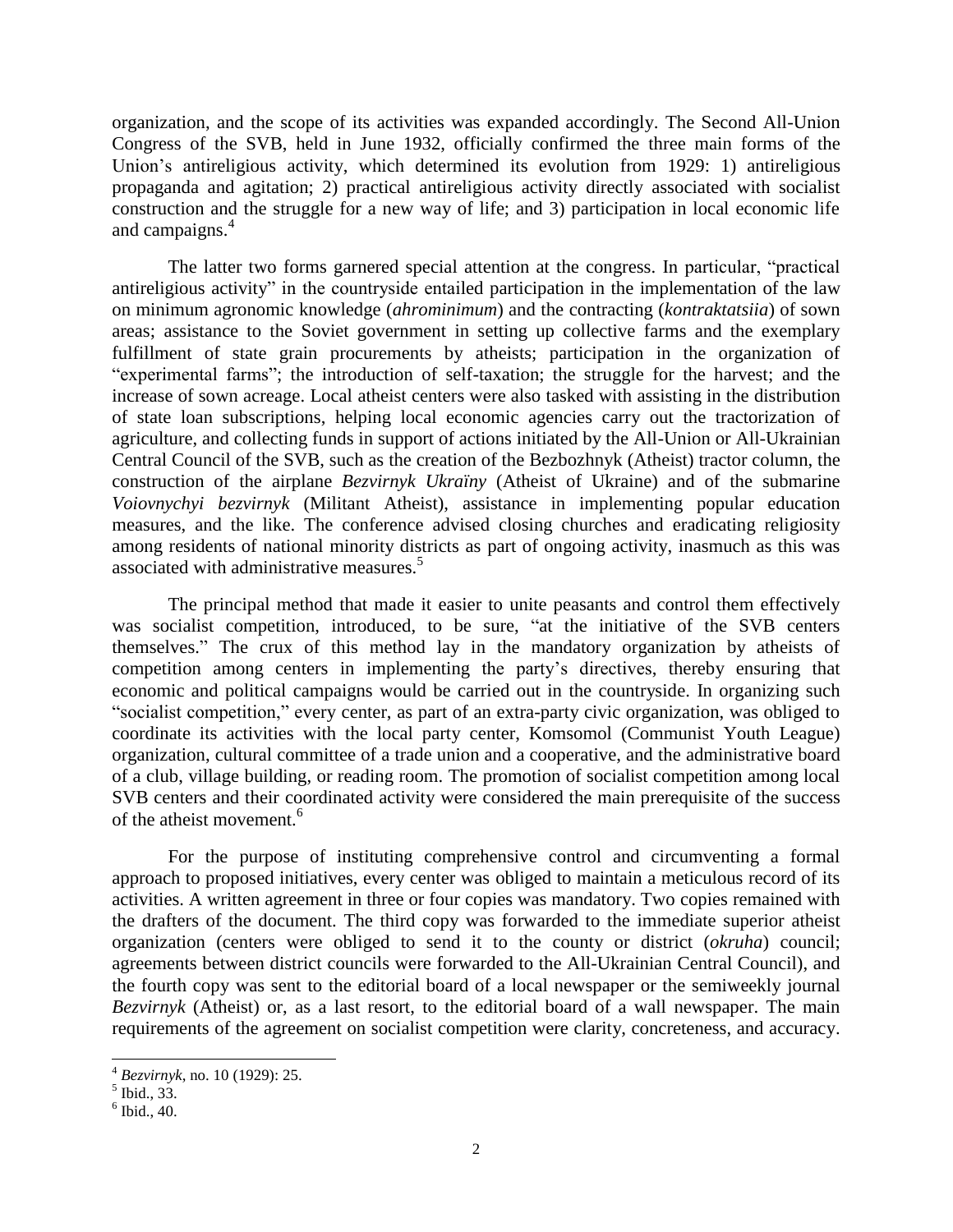organization, and the scope of its activities was expanded accordingly. The Second All-Union Congress of the SVB, held in June 1932, officially confirmed the three main forms of the Union's antireligious activity, which determined its evolution from 1929: 1) antireligious propaganda and agitation; 2) practical antireligious activity directly associated with socialist construction and the struggle for a new way of life; and 3) participation in local economic life and campaigns.[4]

The latter two forms garnered special attention at the congress. In particular, "practical antireligious activity" in the countryside entailed participation in the implementation of the law on minimum agronomic knowledge (*ahrominimum*) and the contracting (*kontraktatsiia*) of sown areas; assistance to the Soviet government in setting up collective farms and the exemplary fulfillment of state grain procurements by atheists; participation in the organization of "experimental farms"; the introduction of self-taxation; the struggle for the harvest; and the increase of sown acreage. Local atheist centers were also tasked with assisting in the distribution of state loan subscriptions, helping local economic agencies carry out the tractorization of agriculture, and collecting funds in support of actions initiated by the All-Union or All-Ukrainian Central Council of the SVB, such as the creation of the Bezbozhnyk (Atheist) tractor column, the construction of the airplane *Bezvirnyk Ukraïny* (Atheist of Ukraine) and of the submarine *Voiovnychyi bezvirnyk* (Militant Atheist), assistance in implementing popular education measures, and the like. The conference advised closing churches and eradicating religiosity among residents of national minority districts as part of ongoing activity, inasmuch as this was associated with administrative measures.[5]

The principal method that made it easier to unite peasants and control them effectively was socialist competition, introduced, to be sure, "at the initiative of the SVB centers themselves." The crux of this method lay in the mandatory organization by atheists of competition among centers in implementing the party's directives, thereby ensuring that economic and political campaigns would be carried out in the countryside. In organizing such "socialist competition," every center, as part of an extra-party civic organization, was obliged to coordinate its activities with the local party center, Komsomol (Communist Youth League) organization, cultural committee of a trade union and a cooperative, and the administrative board of a club, village building, or reading room. The promotion of socialist competition among local SVB centers and their coordinated activity were considered the main prerequisite of the success of the atheist movement.[6]

For the purpose of instituting comprehensive control and circumventing a formal approach to proposed initiatives, every center was obliged to maintain a meticulous record of its activities. A written agreement in three or four copies was mandatory. Two copies remained with the drafters of the document. The third copy was forwarded to the immediate superior atheist organization (centers were obliged to send it to the county or district (*okruha*) council; agreements between district councils were forwarded to the All-Ukrainian Central Council), and the fourth copy was sent to the editorial board of a local newspaper or the semiweekly journal *Bezvirnyk* (Atheist) or, as a last resort, to the editorial board of a wall newspaper. The main requirements of the agreement on socialist competition were clarity, concreteness, and accuracy.

---

[4] *Bezvirnyk*, no. 10 (1929): 25.

[5] Ibid., 33.

[6] Ibid., 40.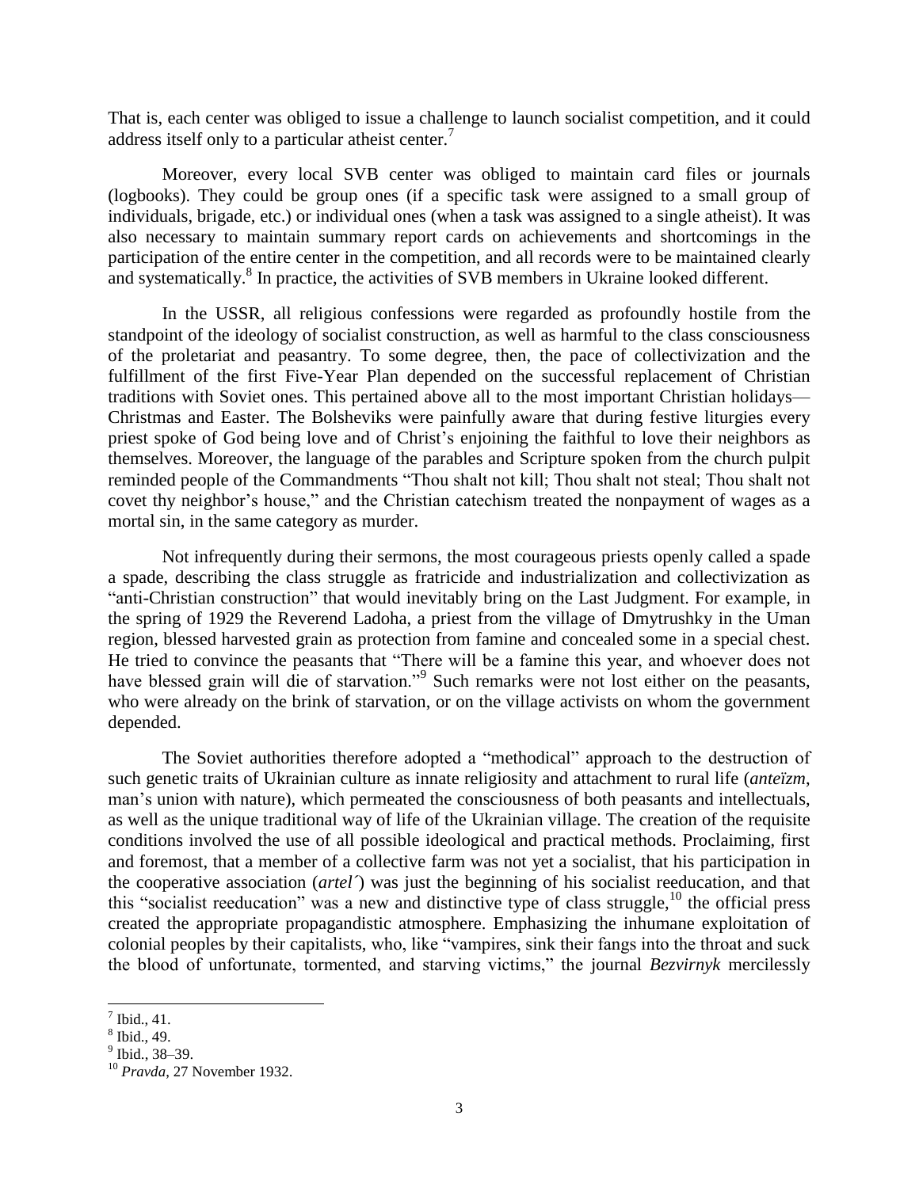That is, each center was obliged to issue a challenge to launch socialist competition, and it could address itself only to a particular atheist center.[7]

Moreover, every local SVB center was obliged to maintain card files or journals (logbooks). They could be group ones (if a specific task were assigned to a small group of individuals, brigade, etc.) or individual ones (when a task was assigned to a single atheist). It was also necessary to maintain summary report cards on achievements and shortcomings in the participation of the entire center in the competition, and all records were to be maintained clearly and systematically.[8] In practice, the activities of SVB members in Ukraine looked different.

In the USSR, all religious confessions were regarded as profoundly hostile from the standpoint of the ideology of socialist construction, as well as harmful to the class consciousness of the proletariat and peasantry. To some degree, then, the pace of collectivization and the fulfillment of the first Five-Year Plan depended on the successful replacement of Christian traditions with Soviet ones. This pertained above all to the most important Christian holidays—Christmas and Easter. The Bolsheviks were painfully aware that during festive liturgies every priest spoke of God being love and of Christ's enjoining the faithful to love their neighbors as themselves. Moreover, the language of the parables and Scripture spoken from the church pulpit reminded people of the Commandments "Thou shalt not kill; Thou shalt not steal; Thou shalt not covet thy neighbor's house," and the Christian catechism treated the nonpayment of wages as a mortal sin, in the same category as murder.

Not infrequently during their sermons, the most courageous priests openly called a spade a spade, describing the class struggle as fratricide and industrialization and collectivization as "anti-Christian construction" that would inevitably bring on the Last Judgment. For example, in the spring of 1929 the Reverend Ladoha, a priest from the village of Dmytrushky in the Uman region, blessed harvested grain as protection from famine and concealed some in a special chest. He tried to convince the peasants that "There will be a famine this year, and whoever does not have blessed grain will die of starvation."[9] Such remarks were not lost either on the peasants, who were already on the brink of starvation, or on the village activists on whom the government depended.

The Soviet authorities therefore adopted a "methodical" approach to the destruction of such genetic traits of Ukrainian culture as innate religiosity and attachment to rural life (*anteïzm*, man's union with nature), which permeated the consciousness of both peasants and intellectuals, as well as the unique traditional way of life of the Ukrainian village. The creation of the requisite conditions involved the use of all possible ideological and practical methods. Proclaiming, first and foremost, that a member of a collective farm was not yet a socialist, that his participation in the cooperative association (*artel´*) was just the beginning of his socialist reeducation, and that this "socialist reeducation" was a new and distinctive type of class struggle,[10] the official press created the appropriate propagandistic atmosphere. Emphasizing the inhumane exploitation of colonial peoples by their capitalists, who, like "vampires, sink their fangs into the throat and suck the blood of unfortunate, tormented, and starving victims," the journal *Bezvirnyk* mercilessly

---

[7] Ibid., 41.

[8] Ibid., 49.

[9] Ibid., 38–39.

[10] *Pravda*, 27 November 1932.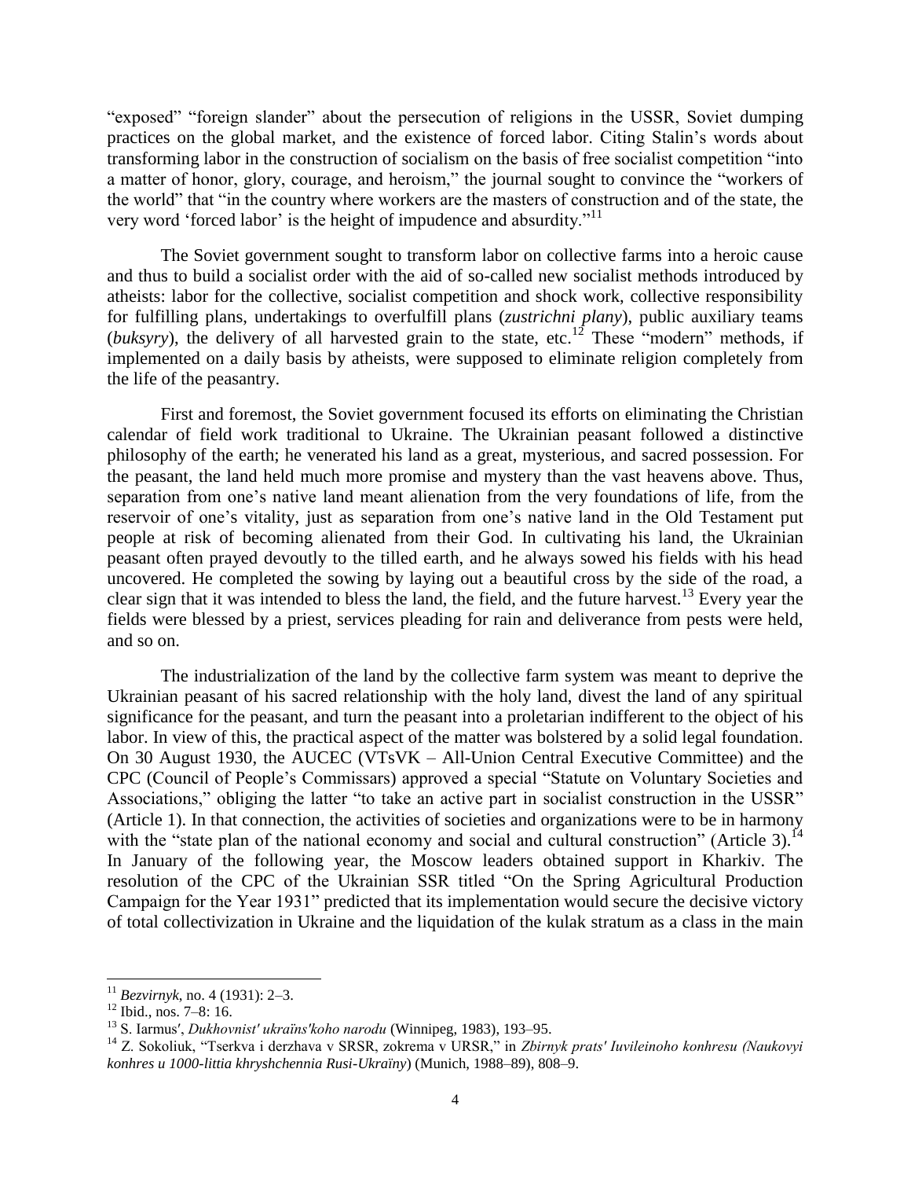"exposed" "foreign slander" about the persecution of religions in the USSR, Soviet dumping practices on the global market, and the existence of forced labor. Citing Stalin's words about transforming labor in the construction of socialism on the basis of free socialist competition "into a matter of honor, glory, courage, and heroism," the journal sought to convince the "workers of the world" that "in the country where workers are the masters of construction and of the state, the very word 'forced labor' is the height of impudence and absurdity."[11]

The Soviet government sought to transform labor on collective farms into a heroic cause and thus to build a socialist order with the aid of so-called new socialist methods introduced by atheists: labor for the collective, socialist competition and shock work, collective responsibility for fulfilling plans, undertakings to overfulfill plans (*zustrichni plany*), public auxiliary teams (*buksyry*), the delivery of all harvested grain to the state, etc.[12] These "modern" methods, if implemented on a daily basis by atheists, were supposed to eliminate religion completely from the life of the peasantry.

First and foremost, the Soviet government focused its efforts on eliminating the Christian calendar of field work traditional to Ukraine. The Ukrainian peasant followed a distinctive philosophy of the earth; he venerated his land as a great, mysterious, and sacred possession. For the peasant, the land held much more promise and mystery than the vast heavens above. Thus, separation from one's native land meant alienation from the very foundations of life, from the reservoir of one's vitality, just as separation from one's native land in the Old Testament put people at risk of becoming alienated from their God. In cultivating his land, the Ukrainian peasant often prayed devoutly to the tilled earth, and he always sowed his fields with his head uncovered. He completed the sowing by laying out a beautiful cross by the side of the road, a clear sign that it was intended to bless the land, the field, and the future harvest.[13] Every year the fields were blessed by a priest, services pleading for rain and deliverance from pests were held, and so on.

The industrialization of the land by the collective farm system was meant to deprive the Ukrainian peasant of his sacred relationship with the holy land, divest the land of any spiritual significance for the peasant, and turn the peasant into a proletarian indifferent to the object of his labor. In view of this, the practical aspect of the matter was bolstered by a solid legal foundation. On 30 August 1930, the AUCEC (VTsVK – All-Union Central Executive Committee) and the CPC (Council of People's Commissars) approved a special "Statute on Voluntary Societies and Associations," obliging the latter "to take an active part in socialist construction in the USSR" (Article 1). In that connection, the activities of societies and organizations were to be in harmony with the "state plan of the national economy and social and cultural construction" (Article 3).[14] In January of the following year, the Moscow leaders obtained support in Kharkiv. The resolution of the CPC of the Ukrainian SSR titled "On the Spring Agricultural Production Campaign for the Year 1931" predicted that its implementation would secure the decisive victory of total collectivization in Ukraine and the liquidation of the kulak stratum as a class in the main

---

[11] *Bezvirnyk*, no. 4 (1931): 2–3.

[12] Ibid., nos. 7–8: 16.

[13] S. Iarmus′, *Dukhovnist′ ukraïns′koho narodu* (Winnipeg, 1983), 193–95.

[14] Z. Sokoliuk, "Tserkva i derzhava v SRSR, zokrema v URSR," in *Zbirnyk prats′ Iuvileinoho konhresu (Naukovyi konhres u 1000-littia khryshchennia Rusi-Ukraïny)* (Munich, 1988–89), 808–9.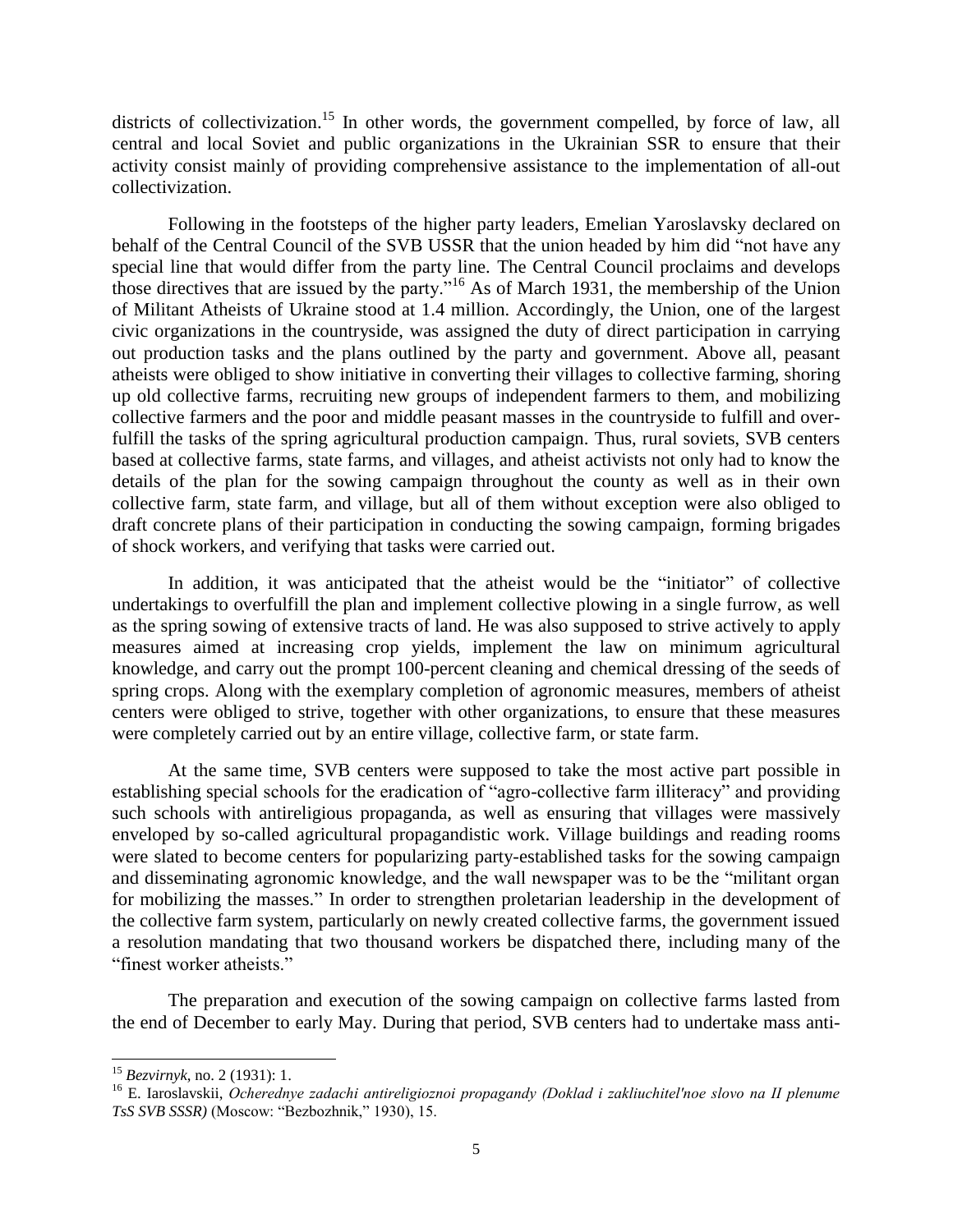districts of collectivization.[15] In other words, the government compelled, by force of law, all central and local Soviet and public organizations in the Ukrainian SSR to ensure that their activity consist mainly of providing comprehensive assistance to the implementation of all-out collectivization.

Following in the footsteps of the higher party leaders, Emelian Yaroslavsky declared on behalf of the Central Council of the SVB USSR that the union headed by him did "not have any special line that would differ from the party line. The Central Council proclaims and develops those directives that are issued by the party."[16] As of March 1931, the membership of the Union of Militant Atheists of Ukraine stood at 1.4 million. Accordingly, the Union, one of the largest civic organizations in the countryside, was assigned the duty of direct participation in carrying out production tasks and the plans outlined by the party and government. Above all, peasant atheists were obliged to show initiative in converting their villages to collective farming, shoring up old collective farms, recruiting new groups of independent farmers to them, and mobilizing collective farmers and the poor and middle peasant masses in the countryside to fulfill and over-fulfill the tasks of the spring agricultural production campaign. Thus, rural soviets, SVB centers based at collective farms, state farms, and villages, and atheist activists not only had to know the details of the plan for the sowing campaign throughout the county as well as in their own collective farm, state farm, and village, but all of them without exception were also obliged to draft concrete plans of their participation in conducting the sowing campaign, forming brigades of shock workers, and verifying that tasks were carried out.

In addition, it was anticipated that the atheist would be the "initiator" of collective undertakings to overfulfill the plan and implement collective plowing in a single furrow, as well as the spring sowing of extensive tracts of land. He was also supposed to strive actively to apply measures aimed at increasing crop yields, implement the law on minimum agricultural knowledge, and carry out the prompt 100-percent cleaning and chemical dressing of the seeds of spring crops. Along with the exemplary completion of agronomic measures, members of atheist centers were obliged to strive, together with other organizations, to ensure that these measures were completely carried out by an entire village, collective farm, or state farm.

At the same time, SVB centers were supposed to take the most active part possible in establishing special schools for the eradication of "agro-collective farm illiteracy" and providing such schools with antireligious propaganda, as well as ensuring that villages were massively enveloped by so-called agricultural propagandistic work. Village buildings and reading rooms were slated to become centers for popularizing party-established tasks for the sowing campaign and disseminating agronomic knowledge, and the wall newspaper was to be the "militant organ for mobilizing the masses." In order to strengthen proletarian leadership in the development of the collective farm system, particularly on newly created collective farms, the government issued a resolution mandating that two thousand workers be dispatched there, including many of the "finest worker atheists."

The preparation and execution of the sowing campaign on collective farms lasted from the end of December to early May. During that period, SVB centers had to undertake mass anti-

---

[15] *Bezvirnyk*, no. 2 (1931): 1.

[16] E. Iaroslavskii, *Ocherednye zadachi antireligioznoi propagandy (Doklad i zakliuchitel'noe slovo na II plenume TsS SVB SSSR)* (Moscow: "Bezbozhnik," 1930), 15.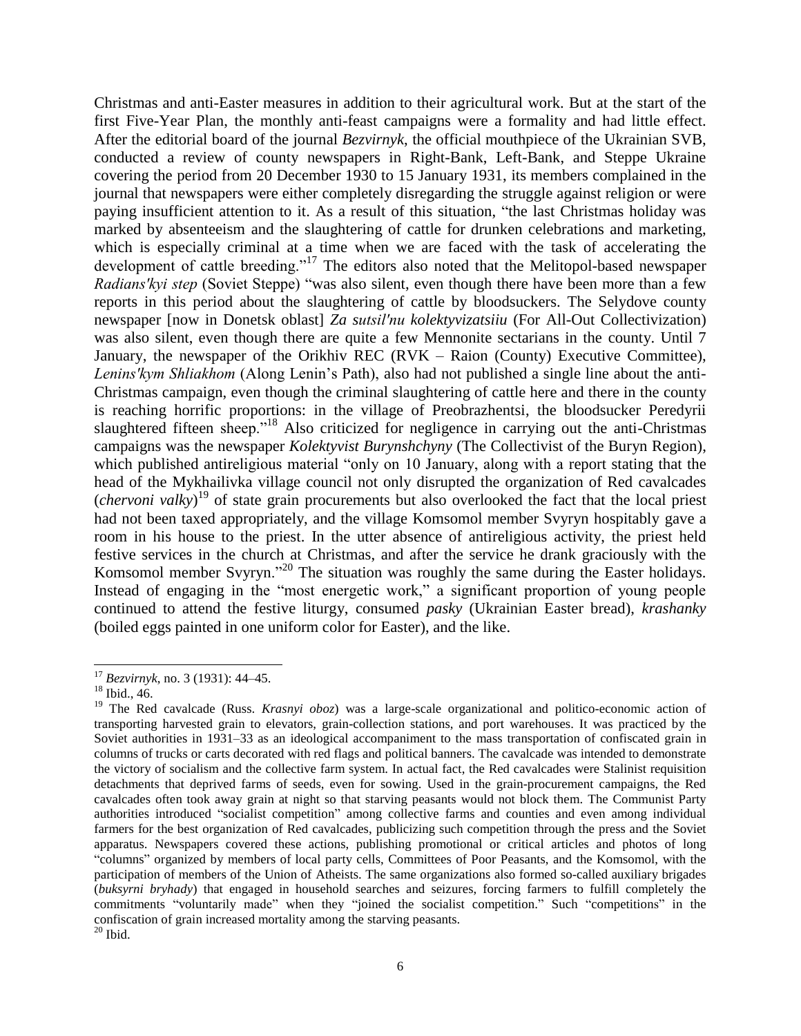Christmas and anti-Easter measures in addition to their agricultural work. But at the start of the first Five-Year Plan, the monthly anti-feast campaigns were a formality and had little effect. After the editorial board of the journal *Bezvirnyk*, the official mouthpiece of the Ukrainian SVB, conducted a review of county newspapers in Right-Bank, Left-Bank, and Steppe Ukraine covering the period from 20 December 1930 to 15 January 1931, its members complained in the journal that newspapers were either completely disregarding the struggle against religion or were paying insufficient attention to it. As a result of this situation, "the last Christmas holiday was marked by absenteeism and the slaughtering of cattle for drunken celebrations and marketing, which is especially criminal at a time when we are faced with the task of accelerating the development of cattle breeding."[17] The editors also noted that the Melitopol-based newspaper *Radians'kyi step* (Soviet Steppe) "was also silent, even though there have been more than a few reports in this period about the slaughtering of cattle by bloodsuckers. The Selydove county newspaper [now in Donetsk oblast] *Za sutsil'nu kolektyvizatsiiu* (For All-Out Collectivization) was also silent, even though there are quite a few Mennonite sectarians in the county. Until 7 January, the newspaper of the Orikhiv REC (RVK – Raion (County) Executive Committee), *Lenins'kym Shliakhom* (Along Lenin's Path), also had not published a single line about the anti-Christmas campaign, even though the criminal slaughtering of cattle here and there in the county is reaching horrific proportions: in the village of Preobrazhentsi, the bloodsucker Peredyrii slaughtered fifteen sheep."[18] Also criticized for negligence in carrying out the anti-Christmas campaigns was the newspaper *Kolektyvist Burynshchyny* (The Collectivist of the Buryn Region), which published antireligious material "only on 10 January, along with a report stating that the head of the Mykhailivka village council not only disrupted the organization of Red cavalcades (*chervoni valky*)[19] of state grain procurements but also overlooked the fact that the local priest had not been taxed appropriately, and the village Komsomol member Svyryn hospitably gave a room in his house to the priest. In the utter absence of antireligious activity, the priest held festive services in the church at Christmas, and after the service he drank graciously with the Komsomol member Svyryn."[20] The situation was roughly the same during the Easter holidays. Instead of engaging in the "most energetic work," a significant proportion of young people continued to attend the festive liturgy, consumed *pasky* (Ukrainian Easter bread), *krashanky* (boiled eggs painted in one uniform color for Easter), and the like.

---

[17] *Bezvirnyk*, no. 3 (1931): 44–45.

[18] Ibid., 46.

[19] The Red cavalcade (Russ. *Krasnyi oboz*) was a large-scale organizational and politico-economic action of transporting harvested grain to elevators, grain-collection stations, and port warehouses. It was practiced by the Soviet authorities in 1931–33 as an ideological accompaniment to the mass transportation of confiscated grain in columns of trucks or carts decorated with red flags and political banners. The cavalcade was intended to demonstrate the victory of socialism and the collective farm system. In actual fact, the Red cavalcades were Stalinist requisition detachments that deprived farms of seeds, even for sowing. Used in the grain-procurement campaigns, the Red cavalcades often took away grain at night so that starving peasants would not block them. The Communist Party authorities introduced "socialist competition" among collective farms and counties and even among individual farmers for the best organization of Red cavalcades, publicizing such competition through the press and the Soviet apparatus. Newspapers covered these actions, publishing promotional or critical articles and photos of long "columns" organized by members of local party cells, Committees of Poor Peasants, and the Komsomol, with the participation of members of the Union of Atheists. The same organizations also formed so-called auxiliary brigades (*buksyrni bryhady*) that engaged in household searches and seizures, forcing farmers to fulfill completely the commitments "voluntarily made" when they "joined the socialist competition." Such "competitions" in the confiscation of grain increased mortality among the starving peasants.

[20] Ibid.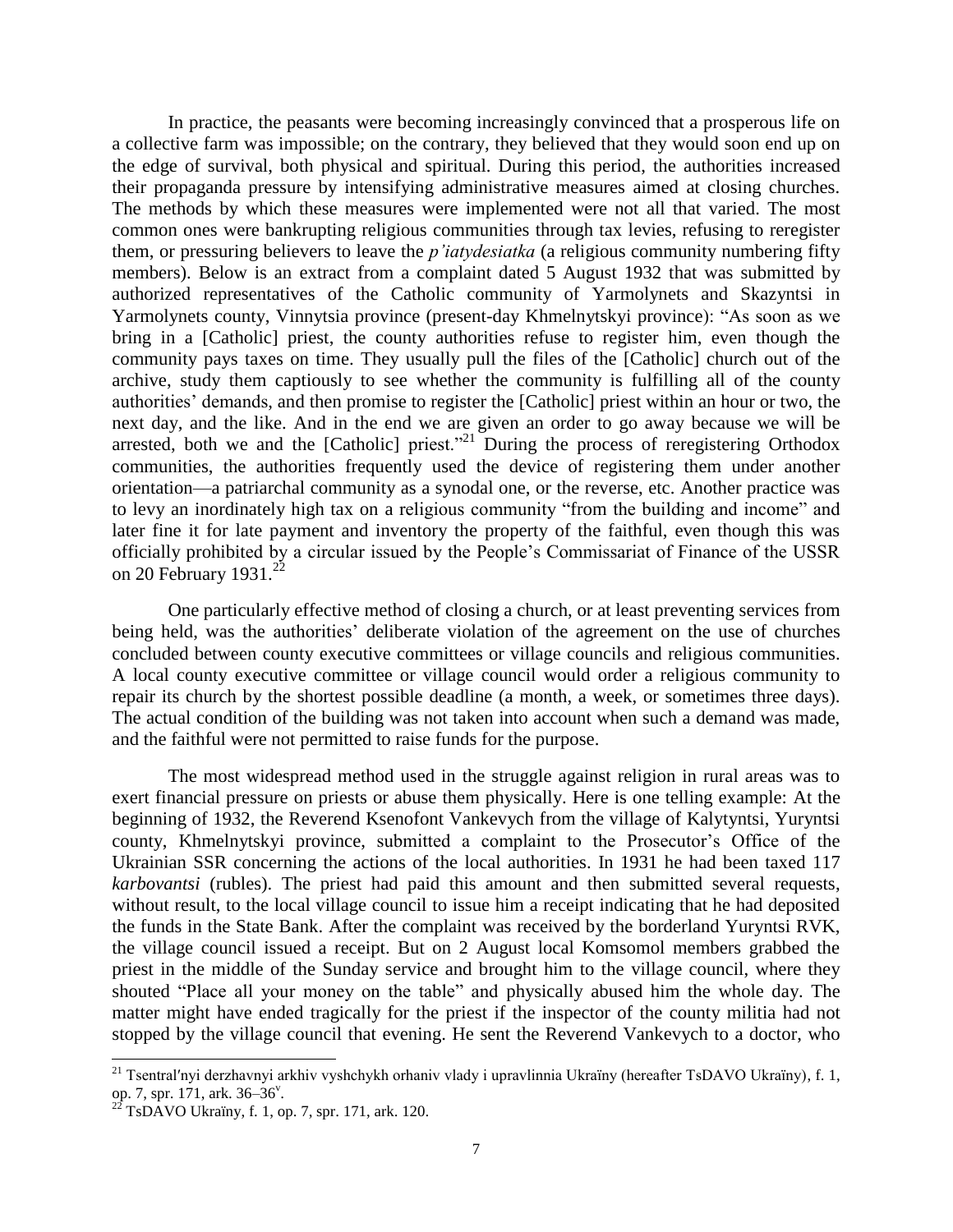In practice, the peasants were becoming increasingly convinced that a prosperous life on a collective farm was impossible; on the contrary, they believed that they would soon end up on the edge of survival, both physical and spiritual. During this period, the authorities increased their propaganda pressure by intensifying administrative measures aimed at closing churches. The methods by which these measures were implemented were not all that varied. The most common ones were bankrupting religious communities through tax levies, refusing to reregister them, or pressuring believers to leave the *p'iatydesiatka* (a religious community numbering fifty members). Below is an extract from a complaint dated 5 August 1932 that was submitted by authorized representatives of the Catholic community of Yarmolynets and Skazyntsi in Yarmolynets county, Vinnytsia province (present-day Khmelnytskyi province): "As soon as we bring in a [Catholic] priest, the county authorities refuse to register him, even though the community pays taxes on time. They usually pull the files of the [Catholic] church out of the archive, study them captiously to see whether the community is fulfilling all of the county authorities' demands, and then promise to register the [Catholic] priest within an hour or two, the next day, and the like. And in the end we are given an order to go away because we will be arrested, both we and the [Catholic] priest."[21] During the process of reregistering Orthodox communities, the authorities frequently used the device of registering them under another orientation—a patriarchal community as a synodal one, or the reverse, etc. Another practice was to levy an inordinately high tax on a religious community "from the building and income" and later fine it for late payment and inventory the property of the faithful, even though this was officially prohibited by a circular issued by the People's Commissariat of Finance of the USSR on 20 February 1931.[22]

One particularly effective method of closing a church, or at least preventing services from being held, was the authorities' deliberate violation of the agreement on the use of churches concluded between county executive committees or village councils and religious communities. A local county executive committee or village council would order a religious community to repair its church by the shortest possible deadline (a month, a week, or sometimes three days). The actual condition of the building was not taken into account when such a demand was made, and the faithful were not permitted to raise funds for the purpose.

The most widespread method used in the struggle against religion in rural areas was to exert financial pressure on priests or abuse them physically. Here is one telling example: At the beginning of 1932, the Reverend Ksenofont Vankevych from the village of Kalytyntsi, Yuryntsi county, Khmelnytskyi province, submitted a complaint to the Prosecutor's Office of the Ukrainian SSR concerning the actions of the local authorities. In 1931 he had been taxed 117 *karbovantsi* (rubles). The priest had paid this amount and then submitted several requests, without result, to the local village council to issue him a receipt indicating that he had deposited the funds in the State Bank. After the complaint was received by the borderland Yuryntsi RVK, the village council issued a receipt. But on 2 August local Komsomol members grabbed the priest in the middle of the Sunday service and brought him to the village council, where they shouted "Place all your money on the table" and physically abused him the whole day. The matter might have ended tragically for the priest if the inspector of the county militia had not stopped by the village council that evening. He sent the Reverend Vankevych to a doctor, who

---

[21] Tsentral′nyi derzhavnyi arkhiv vyshchykh orhaniv vlady i upravlinnia Ukraïny (hereafter TsDAVO Ukraïny), f. 1, op. 7, spr. 171, ark. 36–36v.

[22] TsDAVO Ukraïny, f. 1, op. 7, spr. 171, ark. 120.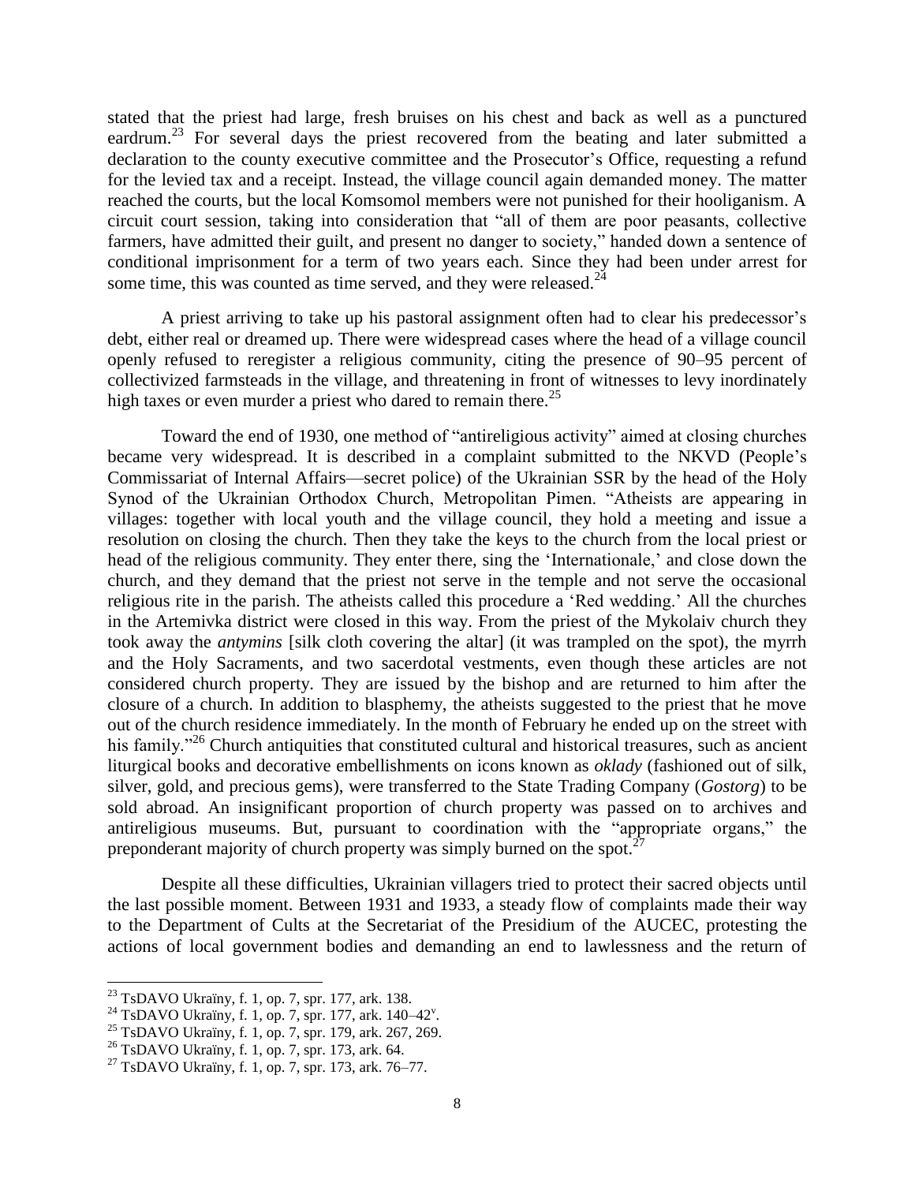stated that the priest had large, fresh bruises on his chest and back as well as a punctured eardrum.[23] For several days the priest recovered from the beating and later submitted a declaration to the county executive committee and the Prosecutor's Office, requesting a refund for the levied tax and a receipt. Instead, the village council again demanded money. The matter reached the courts, but the local Komsomol members were not punished for their hooliganism. A circuit court session, taking into consideration that "all of them are poor peasants, collective farmers, have admitted their guilt, and present no danger to society," handed down a sentence of conditional imprisonment for a term of two years each. Since they had been under arrest for some time, this was counted as time served, and they were released.[24]

A priest arriving to take up his pastoral assignment often had to clear his predecessor's debt, either real or dreamed up. There were widespread cases where the head of a village council openly refused to reregister a religious community, citing the presence of 90–95 percent of collectivized farmsteads in the village, and threatening in front of witnesses to levy inordinately high taxes or even murder a priest who dared to remain there.[25]

Toward the end of 1930, one method of "antireligious activity" aimed at closing churches became very widespread. It is described in a complaint submitted to the NKVD (People's Commissariat of Internal Affairs—secret police) of the Ukrainian SSR by the head of the Holy Synod of the Ukrainian Orthodox Church, Metropolitan Pimen. "Atheists are appearing in villages: together with local youth and the village council, they hold a meeting and issue a resolution on closing the church. Then they take the keys to the church from the local priest or head of the religious community. They enter there, sing the 'Internationale,' and close down the church, and they demand that the priest not serve in the temple and not serve the occasional religious rite in the parish. The atheists called this procedure a 'Red wedding.' All the churches in the Artemivka district were closed in this way. From the priest of the Mykolaiv church they took away the *antymins* [silk cloth covering the altar] (it was trampled on the spot), the myrrh and the Holy Sacraments, and two sacerdotal vestments, even though these articles are not considered church property. They are issued by the bishop and are returned to him after the closure of a church. In addition to blasphemy, the atheists suggested to the priest that he move out of the church residence immediately. In the month of February he ended up on the street with his family."[26] Church antiquities that constituted cultural and historical treasures, such as ancient liturgical books and decorative embellishments on icons known as *oklady* (fashioned out of silk, silver, gold, and precious gems), were transferred to the State Trading Company (*Gostorg*) to be sold abroad. An insignificant proportion of church property was passed on to archives and antireligious museums. But, pursuant to coordination with the "appropriate organs," the preponderant majority of church property was simply burned on the spot.[27]

Despite all these difficulties, Ukrainian villagers tried to protect their sacred objects until the last possible moment. Between 1931 and 1933, a steady flow of complaints made their way to the Department of Cults at the Secretariat of the Presidium of the AUCEC, protesting the actions of local government bodies and demanding an end to lawlessness and the return of

---

[23] TsDAVO Ukraïny, f. 1, op. 7, spr. 177, ark. 138.

[24] TsDAVO Ukraïny, f. 1, op. 7, spr. 177, ark. 140–42v.

[25] TsDAVO Ukraïny, f. 1, op. 7, spr. 179, ark. 267, 269.

[26] TsDAVO Ukraïny, f. 1, op. 7, spr. 173, ark. 64.

[27] TsDAVO Ukraïny, f. 1, op. 7, spr. 173, ark. 76–77.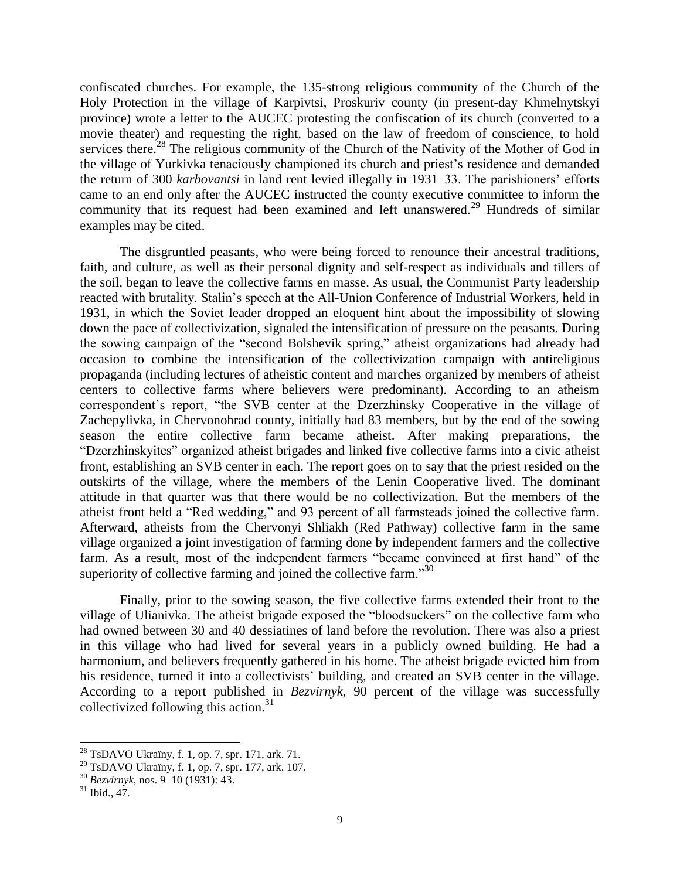confiscated churches. For example, the 135-strong religious community of the Church of the Holy Protection in the village of Karpivtsi, Proskuriv county (in present-day Khmelnytskyi province) wrote a letter to the AUCEC protesting the confiscation of its church (converted to a movie theater) and requesting the right, based on the law of freedom of conscience, to hold services there.[28] The religious community of the Church of the Nativity of the Mother of God in the village of Yurkivka tenaciously championed its church and priest's residence and demanded the return of 300 *karbovantsi* in land rent levied illegally in 1931–33. The parishioners' efforts came to an end only after the AUCEC instructed the county executive committee to inform the community that its request had been examined and left unanswered.[29] Hundreds of similar examples may be cited.

The disgruntled peasants, who were being forced to renounce their ancestral traditions, faith, and culture, as well as their personal dignity and self-respect as individuals and tillers of the soil, began to leave the collective farms en masse. As usual, the Communist Party leadership reacted with brutality. Stalin's speech at the All-Union Conference of Industrial Workers, held in 1931, in which the Soviet leader dropped an eloquent hint about the impossibility of slowing down the pace of collectivization, signaled the intensification of pressure on the peasants. During the sowing campaign of the "second Bolshevik spring," atheist organizations had already had occasion to combine the intensification of the collectivization campaign with antireligious propaganda (including lectures of atheistic content and marches organized by members of atheist centers to collective farms where believers were predominant). According to an atheism correspondent's report, "the SVB center at the Dzerzhinsky Cooperative in the village of Zachepylivka, in Chervonohrad county, initially had 83 members, but by the end of the sowing season the entire collective farm became atheist. After making preparations, the "Dzerzhinskyites" organized atheist brigades and linked five collective farms into a civic atheist front, establishing an SVB center in each. The report goes on to say that the priest resided on the outskirts of the village, where the members of the Lenin Cooperative lived. The dominant attitude in that quarter was that there would be no collectivization. But the members of the atheist front held a "Red wedding," and 93 percent of all farmsteads joined the collective farm. Afterward, atheists from the Chervonyi Shliakh (Red Pathway) collective farm in the same village organized a joint investigation of farming done by independent farmers and the collective farm. As a result, most of the independent farmers "became convinced at first hand" of the superiority of collective farming and joined the collective farm."[30]

Finally, prior to the sowing season, the five collective farms extended their front to the village of Ulianivka. The atheist brigade exposed the "bloodsuckers" on the collective farm who had owned between 30 and 40 dessiatines of land before the revolution. There was also a priest in this village who had lived for several years in a publicly owned building. He had a harmonium, and believers frequently gathered in his home. The atheist brigade evicted him from his residence, turned it into a collectivists' building, and created an SVB center in the village. According to a report published in *Bezvirnyk*, 90 percent of the village was successfully collectivized following this action.[31]

---

[28] TsDAVO Ukraïny, f. 1, op. 7, spr. 171, ark. 71.

[29] TsDAVO Ukraïny, f. 1, op. 7, spr. 177, ark. 107.

[30] *Bezvirnyk*, nos. 9–10 (1931): 43.

[31] Ibid., 47.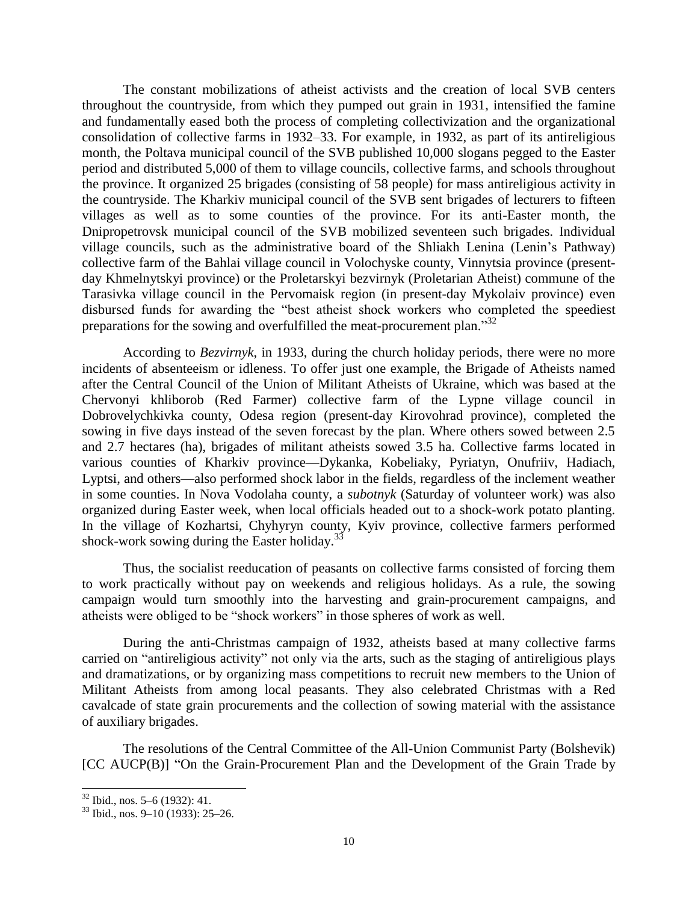The constant mobilizations of atheist activists and the creation of local SVB centers throughout the countryside, from which they pumped out grain in 1931, intensified the famine and fundamentally eased both the process of completing collectivization and the organizational consolidation of collective farms in 1932–33. For example, in 1932, as part of its antireligious month, the Poltava municipal council of the SVB published 10,000 slogans pegged to the Easter period and distributed 5,000 of them to village councils, collective farms, and schools throughout the province. It organized 25 brigades (consisting of 58 people) for mass antireligious activity in the countryside. The Kharkiv municipal council of the SVB sent brigades of lecturers to fifteen villages as well as to some counties of the province. For its anti-Easter month, the Dnipropetrovsk municipal council of the SVB mobilized seventeen such brigades. Individual village councils, such as the administrative board of the Shliakh Lenina (Lenin's Pathway) collective farm of the Bahlai village council in Volochyske county, Vinnytsia province (present-day Khmelnytskyi province) or the Proletarskyi bezvirnyk (Proletarian Atheist) commune of the Tarasivka village council in the Pervomaisk region (in present-day Mykolaiv province) even disbursed funds for awarding the "best atheist shock workers who completed the speediest preparations for the sowing and overfulfilled the meat-procurement plan."[32]

According to *Bezvirnyk*, in 1933, during the church holiday periods, there were no more incidents of absenteeism or idleness. To offer just one example, the Brigade of Atheists named after the Central Council of the Union of Militant Atheists of Ukraine, which was based at the Chervonyi khliborob (Red Farmer) collective farm of the Lypne village council in Dobrovelychkivka county, Odesa region (present-day Kirovohrad province), completed the sowing in five days instead of the seven forecast by the plan. Where others sowed between 2.5 and 2.7 hectares (ha), brigades of militant atheists sowed 3.5 ha. Collective farms located in various counties of Kharkiv province—Dykanka, Kobeliaky, Pyriatyn, Onufriiv, Hadiach, Lyptsi, and others—also performed shock labor in the fields, regardless of the inclement weather in some counties. In Nova Vodolaha county, a *subotnyk* (Saturday of volunteer work) was also organized during Easter week, when local officials headed out to a shock-work potato planting. In the village of Kozhartsi, Chyhyryn county, Kyiv province, collective farmers performed shock-work sowing during the Easter holiday.[33]

Thus, the socialist reeducation of peasants on collective farms consisted of forcing them to work practically without pay on weekends and religious holidays. As a rule, the sowing campaign would turn smoothly into the harvesting and grain-procurement campaigns, and atheists were obliged to be "shock workers" in those spheres of work as well.

During the anti-Christmas campaign of 1932, atheists based at many collective farms carried on "antireligious activity" not only via the arts, such as the staging of antireligious plays and dramatizations, or by organizing mass competitions to recruit new members to the Union of Militant Atheists from among local peasants. They also celebrated Christmas with a Red cavalcade of state grain procurements and the collection of sowing material with the assistance of auxiliary brigades.

The resolutions of the Central Committee of the All-Union Communist Party (Bolshevik) [CC AUCP(B)] "On the Grain-Procurement Plan and the Development of the Grain Trade by

---

[32] Ibid., nos. 5–6 (1932): 41.

[33] Ibid., nos. 9–10 (1933): 25–26.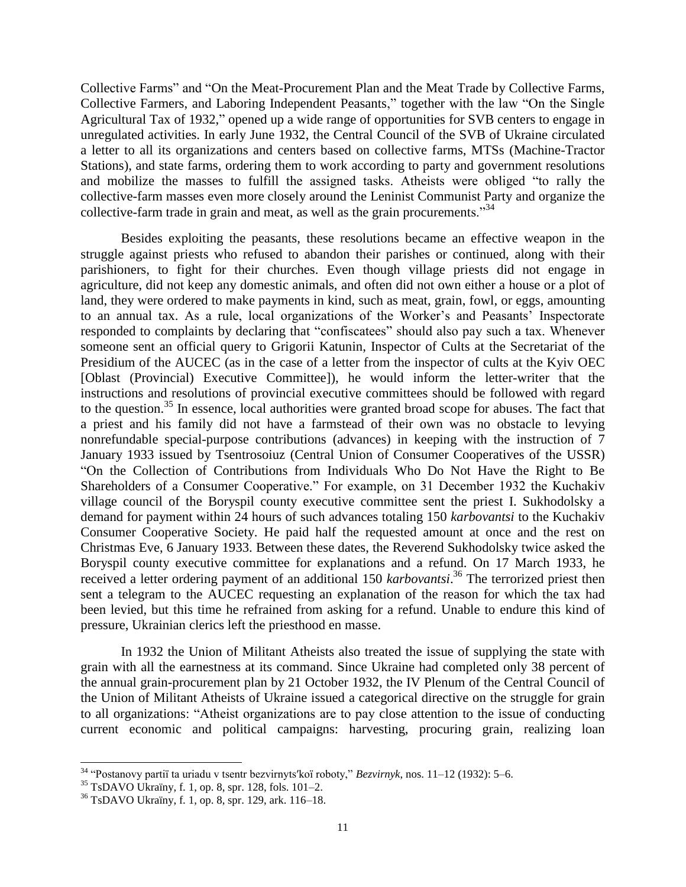Collective Farms" and "On the Meat-Procurement Plan and the Meat Trade by Collective Farms, Collective Farmers, and Laboring Independent Peasants," together with the law "On the Single Agricultural Tax of 1932," opened up a wide range of opportunities for SVB centers to engage in unregulated activities. In early June 1932, the Central Council of the SVB of Ukraine circulated a letter to all its organizations and centers based on collective farms, MTSs (Machine-Tractor Stations), and state farms, ordering them to work according to party and government resolutions and mobilize the masses to fulfill the assigned tasks. Atheists were obliged "to rally the collective-farm masses even more closely around the Leninist Communist Party and organize the collective-farm trade in grain and meat, as well as the grain procurements."[34]

Besides exploiting the peasants, these resolutions became an effective weapon in the struggle against priests who refused to abandon their parishes or continued, along with their parishioners, to fight for their churches. Even though village priests did not engage in agriculture, did not keep any domestic animals, and often did not own either a house or a plot of land, they were ordered to make payments in kind, such as meat, grain, fowl, or eggs, amounting to an annual tax. As a rule, local organizations of the Worker's and Peasants' Inspectorate responded to complaints by declaring that "confiscatees" should also pay such a tax. Whenever someone sent an official query to Grigorii Katunin, Inspector of Cults at the Secretariat of the Presidium of the AUCEC (as in the case of a letter from the inspector of cults at the Kyiv OEC [Oblast (Provincial) Executive Committee]), he would inform the letter-writer that the instructions and resolutions of provincial executive committees should be followed with regard to the question.[35] In essence, local authorities were granted broad scope for abuses. The fact that a priest and his family did not have a farmstead of their own was no obstacle to levying nonrefundable special-purpose contributions (advances) in keeping with the instruction of 7 January 1933 issued by Tsentrosoiuz (Central Union of Consumer Cooperatives of the USSR) "On the Collection of Contributions from Individuals Who Do Not Have the Right to Be Shareholders of a Consumer Cooperative." For example, on 31 December 1932 the Kuchakiv village council of the Boryspil county executive committee sent the priest I. Sukhodolsky a demand for payment within 24 hours of such advances totaling 150 *karbovantsi* to the Kuchakiv Consumer Cooperative Society. He paid half the requested amount at once and the rest on Christmas Eve, 6 January 1933. Between these dates, the Reverend Sukhodolsky twice asked the Boryspil county executive committee for explanations and a refund. On 17 March 1933, he received a letter ordering payment of an additional 150 *karbovantsi*.[36] The terrorized priest then sent a telegram to the AUCEC requesting an explanation of the reason for which the tax had been levied, but this time he refrained from asking for a refund. Unable to endure this kind of pressure, Ukrainian clerics left the priesthood en masse.

In 1932 the Union of Militant Atheists also treated the issue of supplying the state with grain with all the earnestness at its command. Since Ukraine had completed only 38 percent of the annual grain-procurement plan by 21 October 1932, the IV Plenum of the Central Council of the Union of Militant Atheists of Ukraine issued a categorical directive on the struggle for grain to all organizations: "Atheist organizations are to pay close attention to the issue of conducting current economic and political campaigns: harvesting, procuring grain, realizing loan

---

[34] "Postanovy partiï ta uriadu v tsentr bezvirnyts′koï roboty," *Bezvirnyk*, nos. 11–12 (1932): 5–6.

[35] TsDAVO Ukraïny, f. 1, op. 8, spr. 128, fols. 101–2.

[36] TsDAVO Ukraïny, f. 1, op. 8, spr. 129, ark. 116–18.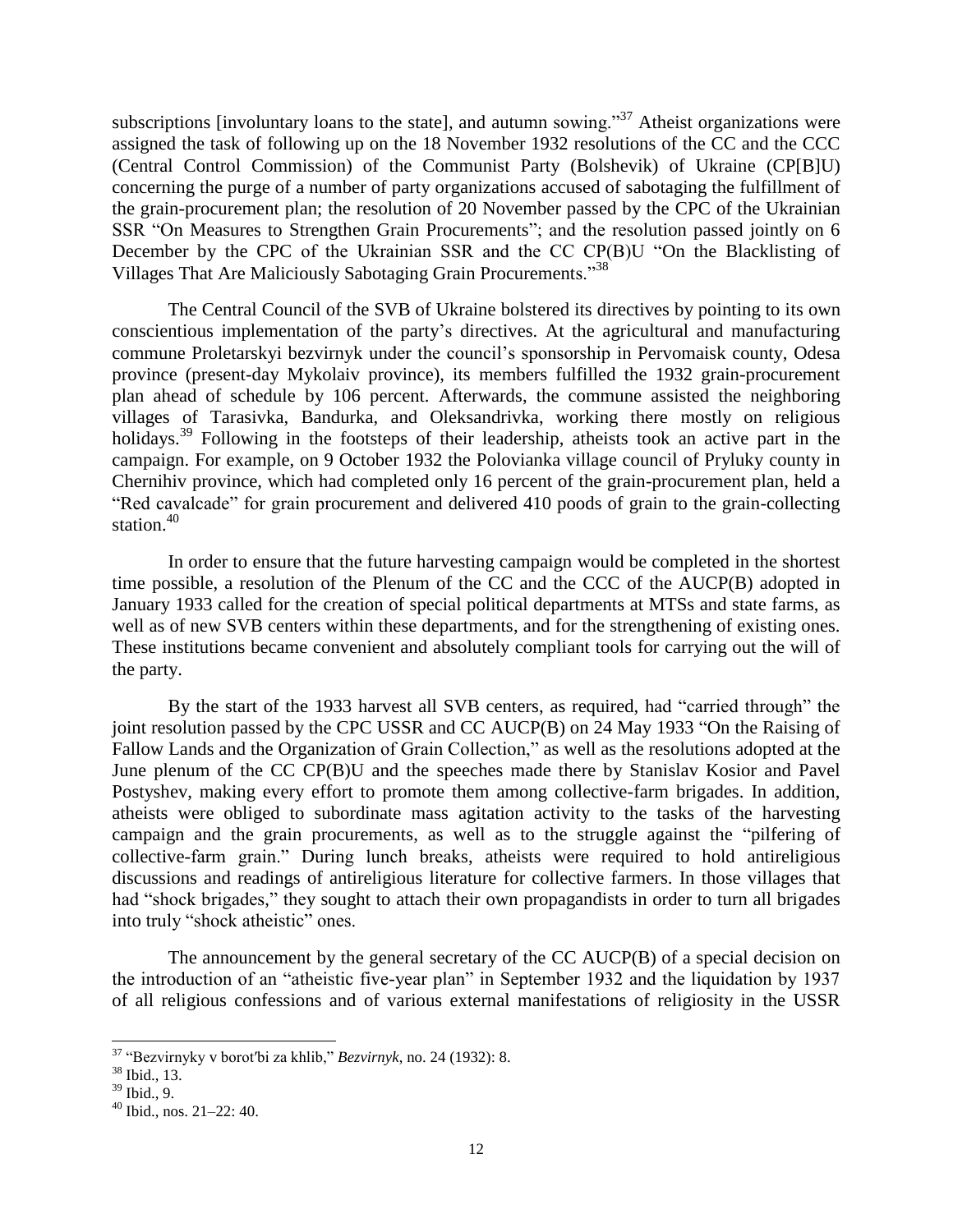subscriptions [involuntary loans to the state], and autumn sowing."[37] Atheist organizations were assigned the task of following up on the 18 November 1932 resolutions of the CC and the CCC (Central Control Commission) of the Communist Party (Bolshevik) of Ukraine (CP[B]U) concerning the purge of a number of party organizations accused of sabotaging the fulfillment of the grain-procurement plan; the resolution of 20 November passed by the CPC of the Ukrainian SSR "On Measures to Strengthen Grain Procurements"; and the resolution passed jointly on 6 December by the CPC of the Ukrainian SSR and the CC CP(B)U "On the Blacklisting of Villages That Are Maliciously Sabotaging Grain Procurements."[38]

The Central Council of the SVB of Ukraine bolstered its directives by pointing to its own conscientious implementation of the party's directives. At the agricultural and manufacturing commune Proletarskyi bezvirnyk under the council's sponsorship in Pervomaisk county, Odesa province (present-day Mykolaiv province), its members fulfilled the 1932 grain-procurement plan ahead of schedule by 106 percent. Afterwards, the commune assisted the neighboring villages of Tarasivka, Bandurka, and Oleksandrivka, working there mostly on religious holidays.[39] Following in the footsteps of their leadership, atheists took an active part in the campaign. For example, on 9 October 1932 the Polovianka village council of Pryluky county in Chernihiv province, which had completed only 16 percent of the grain-procurement plan, held a "Red cavalcade" for grain procurement and delivered 410 poods of grain to the grain-collecting station.[40]

In order to ensure that the future harvesting campaign would be completed in the shortest time possible, a resolution of the Plenum of the CC and the CCC of the AUCP(B) adopted in January 1933 called for the creation of special political departments at MTSs and state farms, as well as of new SVB centers within these departments, and for the strengthening of existing ones. These institutions became convenient and absolutely compliant tools for carrying out the will of the party.

By the start of the 1933 harvest all SVB centers, as required, had "carried through" the joint resolution passed by the CPC USSR and CC AUCP(B) on 24 May 1933 "On the Raising of Fallow Lands and the Organization of Grain Collection," as well as the resolutions adopted at the June plenum of the CC CP(B)U and the speeches made there by Stanislav Kosior and Pavel Postyshev, making every effort to promote them among collective-farm brigades. In addition, atheists were obliged to subordinate mass agitation activity to the tasks of the harvesting campaign and the grain procurements, as well as to the struggle against the "pilfering of collective-farm grain." During lunch breaks, atheists were required to hold antireligious discussions and readings of antireligious literature for collective farmers. In those villages that had "shock brigades," they sought to attach their own propagandists in order to turn all brigades into truly "shock atheistic" ones.

The announcement by the general secretary of the CC AUCP(B) of a special decision on the introduction of an "atheistic five-year plan" in September 1932 and the liquidation by 1937 of all religious confessions and of various external manifestations of religiosity in the USSR

---

[37] "Bezvirnyky v borot′bi za khlib," *Bezvirnyk*, no. 24 (1932): 8.

[38] Ibid., 13.

[39] Ibid., 9.

[40] Ibid., nos. 21–22: 40.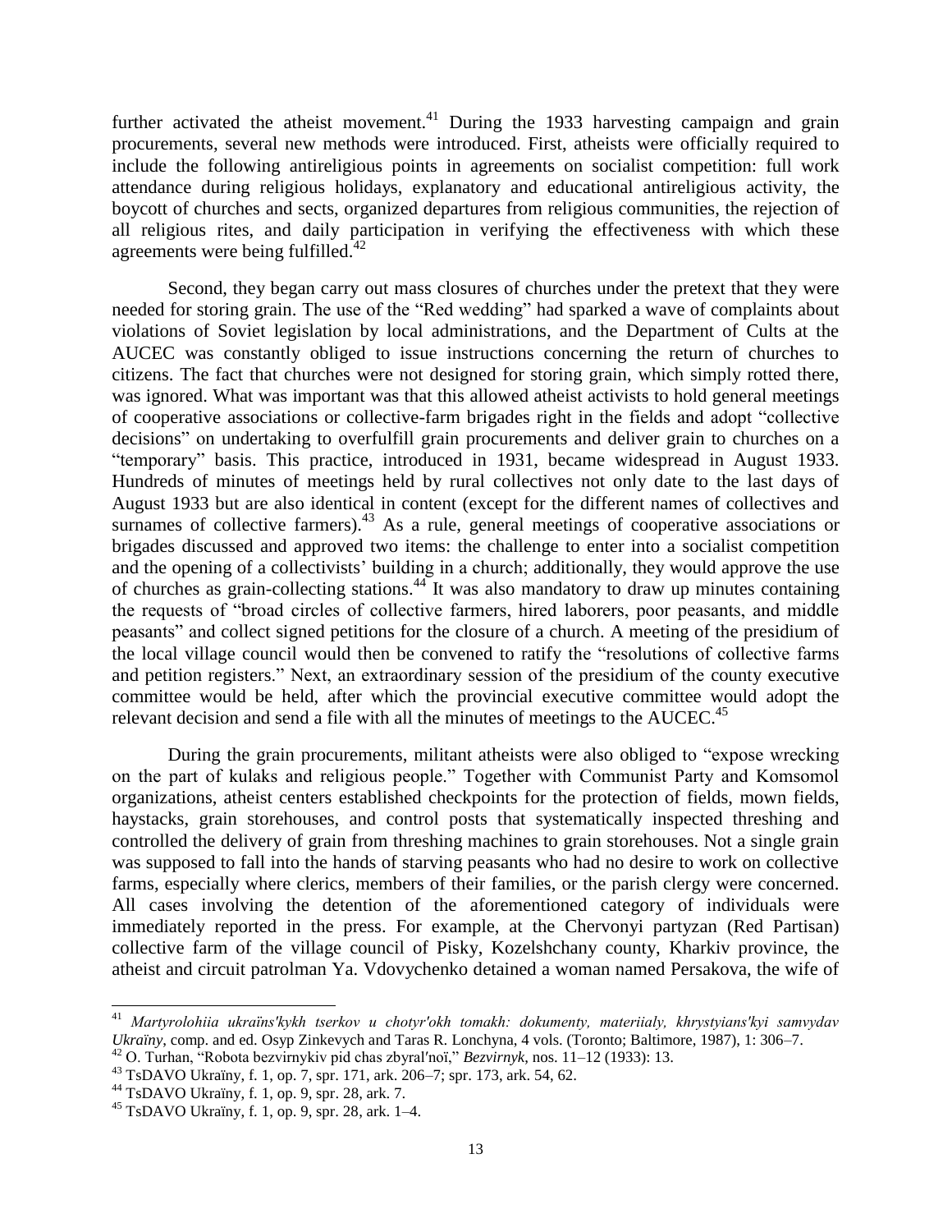further activated the atheist movement.[41] During the 1933 harvesting campaign and grain procurements, several new methods were introduced. First, atheists were officially required to include the following antireligious points in agreements on socialist competition: full work attendance during religious holidays, explanatory and educational antireligious activity, the boycott of churches and sects, organized departures from religious communities, the rejection of all religious rites, and daily participation in verifying the effectiveness with which these agreements were being fulfilled.[42]

Second, they began carry out mass closures of churches under the pretext that they were needed for storing grain. The use of the "Red wedding" had sparked a wave of complaints about violations of Soviet legislation by local administrations, and the Department of Cults at the AUCEC was constantly obliged to issue instructions concerning the return of churches to citizens. The fact that churches were not designed for storing grain, which simply rotted there, was ignored. What was important was that this allowed atheist activists to hold general meetings of cooperative associations or collective-farm brigades right in the fields and adopt "collective decisions" on undertaking to overfulfill grain procurements and deliver grain to churches on a "temporary" basis. This practice, introduced in 1931, became widespread in August 1933. Hundreds of minutes of meetings held by rural collectives not only date to the last days of August 1933 but are also identical in content (except for the different names of collectives and surnames of collective farmers).[43] As a rule, general meetings of cooperative associations or brigades discussed and approved two items: the challenge to enter into a socialist competition and the opening of a collectivists' building in a church; additionally, they would approve the use of churches as grain-collecting stations.[44] It was also mandatory to draw up minutes containing the requests of "broad circles of collective farmers, hired laborers, poor peasants, and middle peasants" and collect signed petitions for the closure of a church. A meeting of the presidium of the local village council would then be convened to ratify the "resolutions of collective farms and petition registers." Next, an extraordinary session of the presidium of the county executive committee would be held, after which the provincial executive committee would adopt the relevant decision and send a file with all the minutes of meetings to the AUCEC.[45]

During the grain procurements, militant atheists were also obliged to "expose wrecking on the part of kulaks and religious people." Together with Communist Party and Komsomol organizations, atheist centers established checkpoints for the protection of fields, mown fields, haystacks, grain storehouses, and control posts that systematically inspected threshing and controlled the delivery of grain from threshing machines to grain storehouses. Not a single grain was supposed to fall into the hands of starving peasants who had no desire to work on collective farms, especially where clerics, members of their families, or the parish clergy were concerned. All cases involving the detention of the aforementioned category of individuals were immediately reported in the press. For example, at the Chervonyi partyzan (Red Partisan) collective farm of the village council of Pisky, Kozelshchany county, Kharkiv province, the atheist and circuit patrolman Ya. Vdovychenko detained a woman named Persakova, the wife of

---

[41] *Martyrolohiia ukraïns′kykh tserkov u chotyr′okh tomakh: dokumenty, materiialy, khrystyians′kyi samvydav Ukraïny*, comp. and ed. Osyp Zinkevych and Taras R. Lonchyna, 4 vols. (Toronto; Baltimore, 1987), 1: 306–7.

[42] O. Turhan, "Robota bezvirnykiv pid chas zbyral′noï," *Bezvirnyk*, nos. 11–12 (1933): 13.

[43] TsDAVO Ukraïny, f. 1, op. 7, spr. 171, ark. 206–7; spr. 173, ark. 54, 62.

[44] TsDAVO Ukraïny, f. 1, op. 9, spr. 28, ark. 7.

[45] TsDAVO Ukraïny, f. 1, op. 9, spr. 28, ark. 1–4.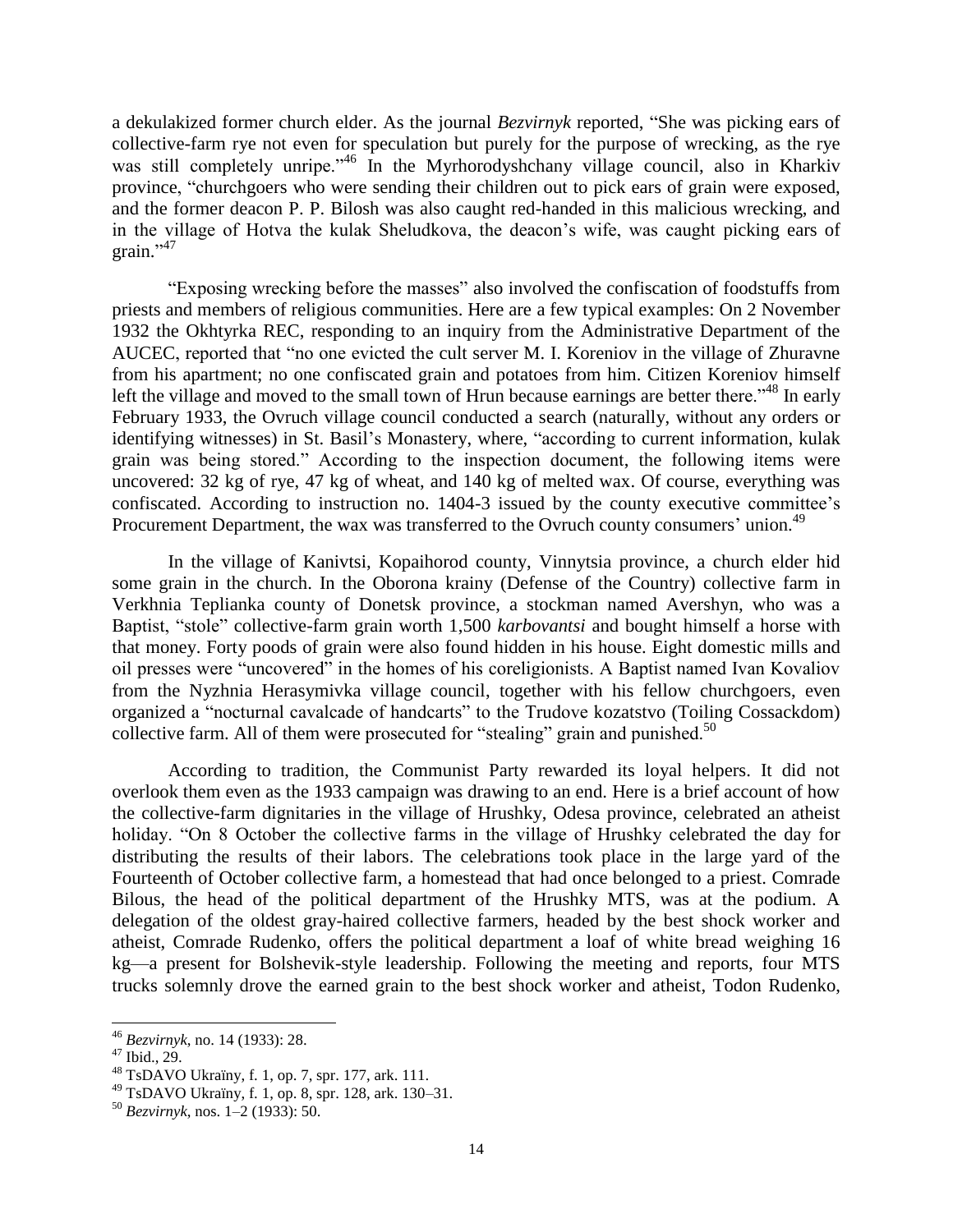a dekulakized former church elder. As the journal *Bezvirnyk* reported, "She was picking ears of collective-farm rye not even for speculation but purely for the purpose of wrecking, as the rye was still completely unripe."[46] In the Myrhorodyshchany village council, also in Kharkiv province, "churchgoers who were sending their children out to pick ears of grain were exposed, and the former deacon P. P. Bilosh was also caught red-handed in this malicious wrecking, and in the village of Hotva the kulak Sheludkova, the deacon's wife, was caught picking ears of grain."[47]

"Exposing wrecking before the masses" also involved the confiscation of foodstuffs from priests and members of religious communities. Here are a few typical examples: On 2 November 1932 the Okhtyrka REC, responding to an inquiry from the Administrative Department of the AUCEC, reported that "no one evicted the cult server M. I. Koreniov in the village of Zhuravne from his apartment; no one confiscated grain and potatoes from him. Citizen Koreniov himself left the village and moved to the small town of Hrun because earnings are better there."[48] In early February 1933, the Ovruch village council conducted a search (naturally, without any orders or identifying witnesses) in St. Basil's Monastery, where, "according to current information, kulak grain was being stored." According to the inspection document, the following items were uncovered: 32 kg of rye, 47 kg of wheat, and 140 kg of melted wax. Of course, everything was confiscated. According to instruction no. 1404-3 issued by the county executive committee's Procurement Department, the wax was transferred to the Ovruch county consumers' union.[49]

In the village of Kanivtsi, Kopaihorod county, Vinnytsia province, a church elder hid some grain in the church. In the Oborona krainy (Defense of the Country) collective farm in Verkhnia Teplianka county of Donetsk province, a stockman named Avershyn, who was a Baptist, "stole" collective-farm grain worth 1,500 *karbovantsi* and bought himself a horse with that money. Forty poods of grain were also found hidden in his house. Eight domestic mills and oil presses were "uncovered" in the homes of his coreligionists. A Baptist named Ivan Kovaliov from the Nyzhnia Herasymivka village council, together with his fellow churchgoers, even organized a "nocturnal cavalcade of handcarts" to the Trudove kozatstvo (Toiling Cossackdom) collective farm. All of them were prosecuted for "stealing" grain and punished.[50]

According to tradition, the Communist Party rewarded its loyal helpers. It did not overlook them even as the 1933 campaign was drawing to an end. Here is a brief account of how the collective-farm dignitaries in the village of Hrushky, Odesa province, celebrated an atheist holiday. "On 8 October the collective farms in the village of Hrushky celebrated the day for distributing the results of their labors. The celebrations took place in the large yard of the Fourteenth of October collective farm, a homestead that had once belonged to a priest. Comrade Bilous, the head of the political department of the Hrushky MTS, was at the podium. A delegation of the oldest gray-haired collective farmers, headed by the best shock worker and atheist, Comrade Rudenko, offers the political department a loaf of white bread weighing 16 kg—a present for Bolshevik-style leadership. Following the meeting and reports, four MTS trucks solemnly drove the earned grain to the best shock worker and atheist, Todon Rudenko,

---

[46] *Bezvirnyk*, no. 14 (1933): 28.

[47] Ibid., 29.

[48] TsDAVO Ukraïny, f. 1, op. 7, spr. 177, ark. 111.

[49] TsDAVO Ukraïny, f. 1, op. 8, spr. 128, ark. 130–31.

[50] *Bezvirnyk*, nos. 1–2 (1933): 50.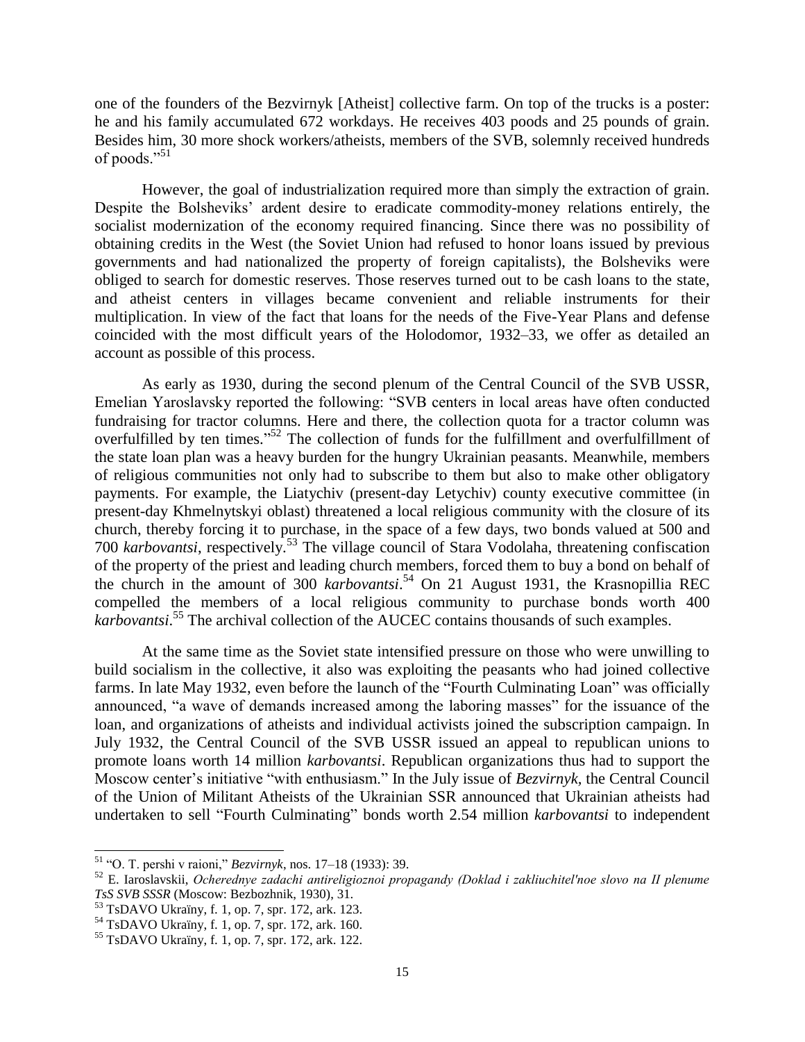one of the founders of the Bezvirnyk [Atheist] collective farm. On top of the trucks is a poster: he and his family accumulated 672 workdays. He receives 403 poods and 25 pounds of grain. Besides him, 30 more shock workers/atheists, members of the SVB, solemnly received hundreds of poods."[51]

However, the goal of industrialization required more than simply the extraction of grain. Despite the Bolsheviks' ardent desire to eradicate commodity-money relations entirely, the socialist modernization of the economy required financing. Since there was no possibility of obtaining credits in the West (the Soviet Union had refused to honor loans issued by previous governments and had nationalized the property of foreign capitalists), the Bolsheviks were obliged to search for domestic reserves. Those reserves turned out to be cash loans to the state, and atheist centers in villages became convenient and reliable instruments for their multiplication. In view of the fact that loans for the needs of the Five-Year Plans and defense coincided with the most difficult years of the Holodomor, 1932–33, we offer as detailed an account as possible of this process.

As early as 1930, during the second plenum of the Central Council of the SVB USSR, Emelian Yaroslavsky reported the following: "SVB centers in local areas have often conducted fundraising for tractor columns. Here and there, the collection quota for a tractor column was overfulfilled by ten times."[52] The collection of funds for the fulfillment and overfulfillment of the state loan plan was a heavy burden for the hungry Ukrainian peasants. Meanwhile, members of religious communities not only had to subscribe to them but also to make other obligatory payments. For example, the Liatychiv (present-day Letychiv) county executive committee (in present-day Khmelnytskyi oblast) threatened a local religious community with the closure of its church, thereby forcing it to purchase, in the space of a few days, two bonds valued at 500 and 700 *karbovantsi*, respectively.[53] The village council of Stara Vodolaha, threatening confiscation of the property of the priest and leading church members, forced them to buy a bond on behalf of the church in the amount of 300 *karbovantsi*.[54] On 21 August 1931, the Krasnopillia REC compelled the members of a local religious community to purchase bonds worth 400 *karbovantsi*.[55] The archival collection of the AUCEC contains thousands of such examples.

At the same time as the Soviet state intensified pressure on those who were unwilling to build socialism in the collective, it also was exploiting the peasants who had joined collective farms. In late May 1932, even before the launch of the "Fourth Culminating Loan" was officially announced, "a wave of demands increased among the laboring masses" for the issuance of the loan, and organizations of atheists and individual activists joined the subscription campaign. In July 1932, the Central Council of the SVB USSR issued an appeal to republican unions to promote loans worth 14 million *karbovantsi*. Republican organizations thus had to support the Moscow center's initiative "with enthusiasm." In the July issue of *Bezvirnyk*, the Central Council of the Union of Militant Atheists of the Ukrainian SSR announced that Ukrainian atheists had undertaken to sell "Fourth Culminating" bonds worth 2.54 million *karbovantsi* to independent

---

[51] "O. T. pershi v raioni," *Bezvirnyk*, nos. 17–18 (1933): 39.

[52] E. Iaroslavskii, *Ocherednye zadachi antireligioznoi propagandy (Doklad i zakliuchitel'noe slovo na II plenume TsS SVB SSSR* (Moscow: Bezbozhnik, 1930), 31.

[53] TsDAVO Ukraïny, f. 1, op. 7, spr. 172, ark. 123.

[54] TsDAVO Ukraïny, f. 1, op. 7, spr. 172, ark. 160.

[55] TsDAVO Ukraïny, f. 1, op. 7, spr. 172, ark. 122.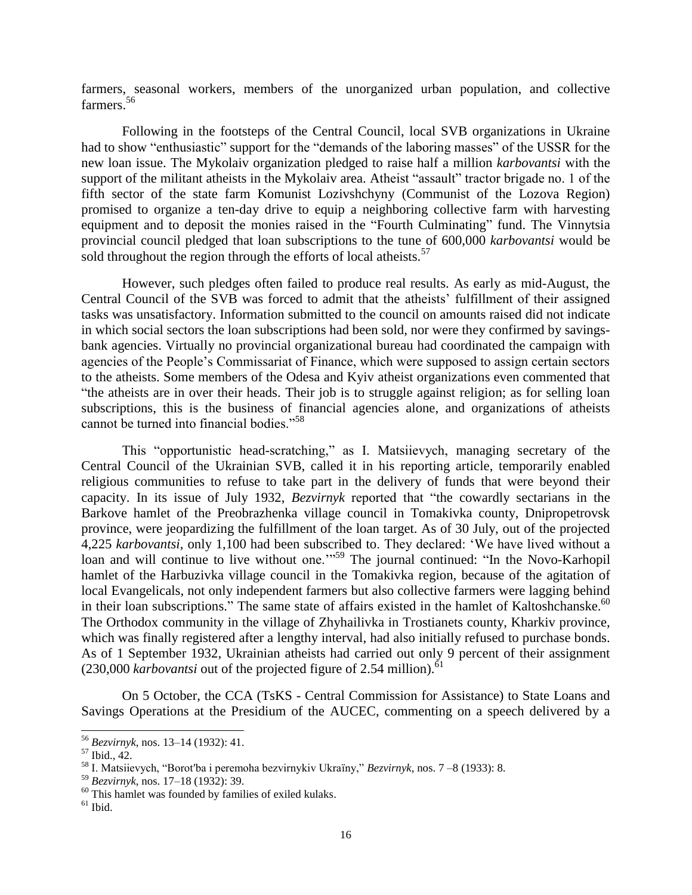farmers, seasonal workers, members of the unorganized urban population, and collective farmers.[56]

Following in the footsteps of the Central Council, local SVB organizations in Ukraine had to show "enthusiastic" support for the "demands of the laboring masses" of the USSR for the new loan issue. The Mykolaiv organization pledged to raise half a million *karbovantsi* with the support of the militant atheists in the Mykolaiv area. Atheist "assault" tractor brigade no. 1 of the fifth sector of the state farm Komunist Lozivshchyny (Communist of the Lozova Region) promised to organize a ten-day drive to equip a neighboring collective farm with harvesting equipment and to deposit the monies raised in the "Fourth Culminating" fund. The Vinnytsia provincial council pledged that loan subscriptions to the tune of 600,000 *karbovantsi* would be sold throughout the region through the efforts of local atheists.[57]

However, such pledges often failed to produce real results. As early as mid-August, the Central Council of the SVB was forced to admit that the atheists' fulfillment of their assigned tasks was unsatisfactory. Information submitted to the council on amounts raised did not indicate in which social sectors the loan subscriptions had been sold, nor were they confirmed by savings-bank agencies. Virtually no provincial organizational bureau had coordinated the campaign with agencies of the People's Commissariat of Finance, which were supposed to assign certain sectors to the atheists. Some members of the Odesa and Kyiv atheist organizations even commented that "the atheists are in over their heads. Their job is to struggle against religion; as for selling loan subscriptions, this is the business of financial agencies alone, and organizations of atheists cannot be turned into financial bodies."[58]

This "opportunistic head-scratching," as I. Matsiievych, managing secretary of the Central Council of the Ukrainian SVB, called it in his reporting article, temporarily enabled religious communities to refuse to take part in the delivery of funds that were beyond their capacity. In its issue of July 1932, *Bezvirnyk* reported that "the cowardly sectarians in the Barkove hamlet of the Preobrazhenka village council in Tomakivka county, Dnipropetrovsk province, were jeopardizing the fulfillment of the loan target. As of 30 July, out of the projected 4,225 *karbovantsi*, only 1,100 had been subscribed to. They declared: 'We have lived without a loan and will continue to live without one.'"[59] The journal continued: "In the Novo-Karhopil hamlet of the Harbuzivka village council in the Tomakivka region, because of the agitation of local Evangelicals, not only independent farmers but also collective farmers were lagging behind in their loan subscriptions." The same state of affairs existed in the hamlet of Kaltoshchanske.[60] The Orthodox community in the village of Zhyhailivka in Trostianets county, Kharkiv province, which was finally registered after a lengthy interval, had also initially refused to purchase bonds. As of 1 September 1932, Ukrainian atheists had carried out only 9 percent of their assignment (230,000 *karbovantsi* out of the projected figure of 2.54 million).[61]

On 5 October, the CCA (TsKS - Central Commission for Assistance) to State Loans and Savings Operations at the Presidium of the AUCEC, commenting on a speech delivered by a

---

[56] *Bezvirnyk*, nos. 13–14 (1932): 41.

[57] Ibid., 42.

[58] I. Matsiievych, "Borot′ba i peremoha bezvirnykiv Ukraïny," *Bezvirnyk*, nos. 7 –8 (1933): 8.

[59] *Bezvirnyk*, nos. 17–18 (1932): 39.

[60] This hamlet was founded by families of exiled kulaks.

[61] Ibid.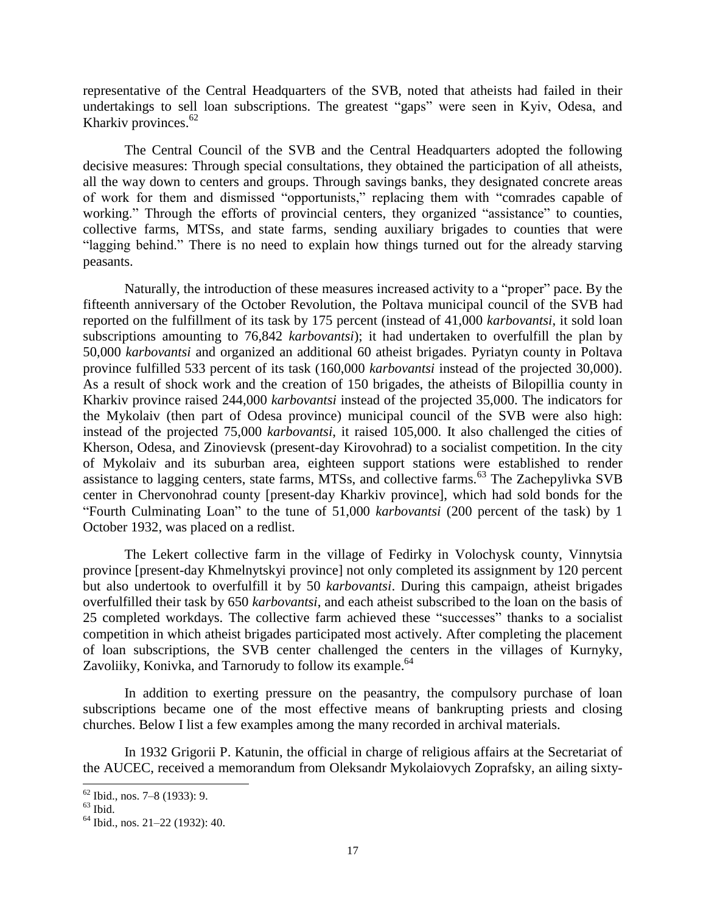representative of the Central Headquarters of the SVB, noted that atheists had failed in their undertakings to sell loan subscriptions. The greatest "gaps" were seen in Kyiv, Odesa, and Kharkiv provinces.[62]

The Central Council of the SVB and the Central Headquarters adopted the following decisive measures: Through special consultations, they obtained the participation of all atheists, all the way down to centers and groups. Through savings banks, they designated concrete areas of work for them and dismissed "opportunists," replacing them with "comrades capable of working." Through the efforts of provincial centers, they organized "assistance" to counties, collective farms, MTSs, and state farms, sending auxiliary brigades to counties that were "lagging behind." There is no need to explain how things turned out for the already starving peasants.

Naturally, the introduction of these measures increased activity to a "proper" pace. By the fifteenth anniversary of the October Revolution, the Poltava municipal council of the SVB had reported on the fulfillment of its task by 175 percent (instead of 41,000 *karbovantsi*, it sold loan subscriptions amounting to 76,842 *karbovantsi*); it had undertaken to overfulfill the plan by 50,000 *karbovantsi* and organized an additional 60 atheist brigades. Pyriatyn county in Poltava province fulfilled 533 percent of its task (160,000 *karbovantsi* instead of the projected 30,000). As a result of shock work and the creation of 150 brigades, the atheists of Bilopillia county in Kharkiv province raised 244,000 *karbovantsi* instead of the projected 35,000. The indicators for the Mykolaiv (then part of Odesa province) municipal council of the SVB were also high: instead of the projected 75,000 *karbovantsi*, it raised 105,000. It also challenged the cities of Kherson, Odesa, and Zinovievsk (present-day Kirovohrad) to a socialist competition. In the city of Mykolaiv and its suburban area, eighteen support stations were established to render assistance to lagging centers, state farms, MTSs, and collective farms.[63] The Zachepylivka SVB center in Chervonohrad county [present-day Kharkiv province], which had sold bonds for the "Fourth Culminating Loan" to the tune of 51,000 *karbovantsi* (200 percent of the task) by 1 October 1932, was placed on a redlist.

The Lekert collective farm in the village of Fedirky in Volochysk county, Vinnytsia province [present-day Khmelnytskyi province] not only completed its assignment by 120 percent but also undertook to overfulfill it by 50 *karbovantsi*. During this campaign, atheist brigades overfulfilled their task by 650 *karbovantsi*, and each atheist subscribed to the loan on the basis of 25 completed workdays. The collective farm achieved these "successes" thanks to a socialist competition in which atheist brigades participated most actively. After completing the placement of loan subscriptions, the SVB center challenged the centers in the villages of Kurnyky, Zavoliiky, Konivka, and Tarnorudy to follow its example.[64]

In addition to exerting pressure on the peasantry, the compulsory purchase of loan subscriptions became one of the most effective means of bankrupting priests and closing churches. Below I list a few examples among the many recorded in archival materials.

In 1932 Grigorii P. Katunin, the official in charge of religious affairs at the Secretariat of the AUCEC, received a memorandum from Oleksandr Mykolaiovych Zoprafsky, an ailing sixty-

---

[62] Ibid., nos. 7–8 (1933): 9.

[63] Ibid.

[64] Ibid., nos. 21–22 (1932): 40.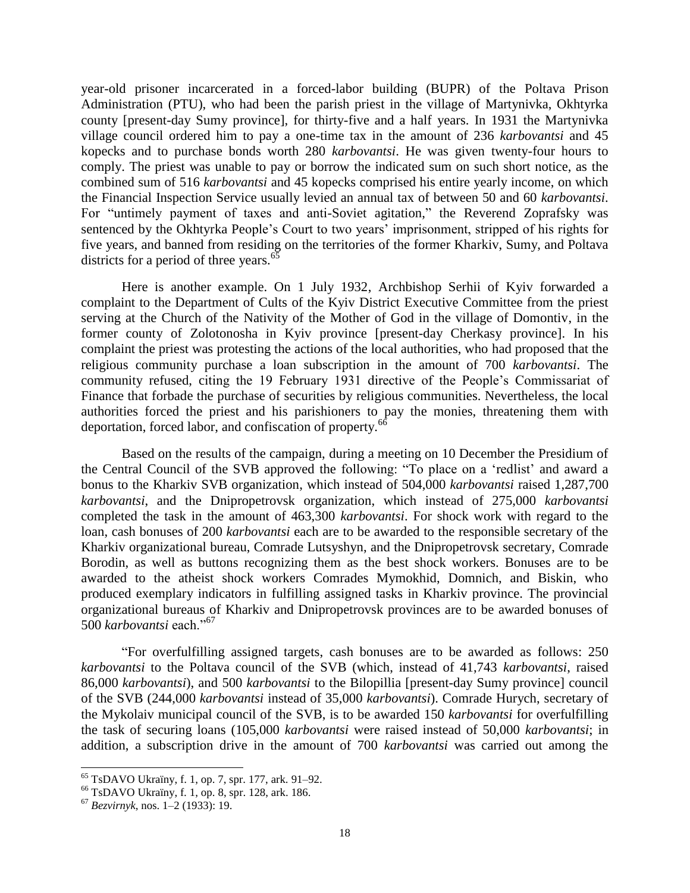year-old prisoner incarcerated in a forced-labor building (BUPR) of the Poltava Prison Administration (PTU), who had been the parish priest in the village of Martynivka, Okhtyrka county [present-day Sumy province], for thirty-five and a half years. In 1931 the Martynivka village council ordered him to pay a one-time tax in the amount of 236 *karbovantsi* and 45 kopecks and to purchase bonds worth 280 *karbovantsi*. He was given twenty-four hours to comply. The priest was unable to pay or borrow the indicated sum on such short notice, as the combined sum of 516 *karbovantsi* and 45 kopecks comprised his entire yearly income, on which the Financial Inspection Service usually levied an annual tax of between 50 and 60 *karbovantsi*. For "untimely payment of taxes and anti-Soviet agitation," the Reverend Zoprafsky was sentenced by the Okhtyrka People's Court to two years' imprisonment, stripped of his rights for five years, and banned from residing on the territories of the former Kharkiv, Sumy, and Poltava districts for a period of three years.[65]

Here is another example. On 1 July 1932, Archbishop Serhii of Kyiv forwarded a complaint to the Department of Cults of the Kyiv District Executive Committee from the priest serving at the Church of the Nativity of the Mother of God in the village of Domontiv, in the former county of Zolotonosha in Kyiv province [present-day Cherkasy province]. In his complaint the priest was protesting the actions of the local authorities, who had proposed that the religious community purchase a loan subscription in the amount of 700 *karbovantsi*. The community refused, citing the 19 February 1931 directive of the People's Commissariat of Finance that forbade the purchase of securities by religious communities. Nevertheless, the local authorities forced the priest and his parishioners to pay the monies, threatening them with deportation, forced labor, and confiscation of property.[66]

Based on the results of the campaign, during a meeting on 10 December the Presidium of the Central Council of the SVB approved the following: "To place on a 'redlist' and award a bonus to the Kharkiv SVB organization, which instead of 504,000 *karbovantsi* raised 1,287,700 *karbovantsi*, and the Dnipropetrovsk organization, which instead of 275,000 *karbovantsi* completed the task in the amount of 463,300 *karbovantsi*. For shock work with regard to the loan, cash bonuses of 200 *karbovantsi* each are to be awarded to the responsible secretary of the Kharkiv organizational bureau, Comrade Lutsyshyn, and the Dnipropetrovsk secretary, Comrade Borodin, as well as buttons recognizing them as the best shock workers. Bonuses are to be awarded to the atheist shock workers Comrades Mymokhid, Domnich, and Biskin, who produced exemplary indicators in fulfilling assigned tasks in Kharkiv province. The provincial organizational bureaus of Kharkiv and Dnipropetrovsk provinces are to be awarded bonuses of 500 *karbovantsi* each."[67]

"For overfulfilling assigned targets, cash bonuses are to be awarded as follows: 250 *karbovantsi* to the Poltava council of the SVB (which, instead of 41,743 *karbovantsi*, raised 86,000 *karbovantsi*), and 500 *karbovantsi* to the Bilopillia [present-day Sumy province] council of the SVB (244,000 *karbovantsi* instead of 35,000 *karbovantsi*). Comrade Hurych, secretary of the Mykolaiv municipal council of the SVB, is to be awarded 150 *karbovantsi* for overfulfilling the task of securing loans (105,000 *karbovantsi* were raised instead of 50,000 *karbovantsi*; in addition, a subscription drive in the amount of 700 *karbovantsi* was carried out among the

---

[65] TsDAVO Ukraïny, f. 1, op. 7, spr. 177, ark. 91–92.

[66] TsDAVO Ukraïny, f. 1, op. 8, spr. 128, ark. 186.

[67] *Bezvirnyk*, nos. 1–2 (1933): 19.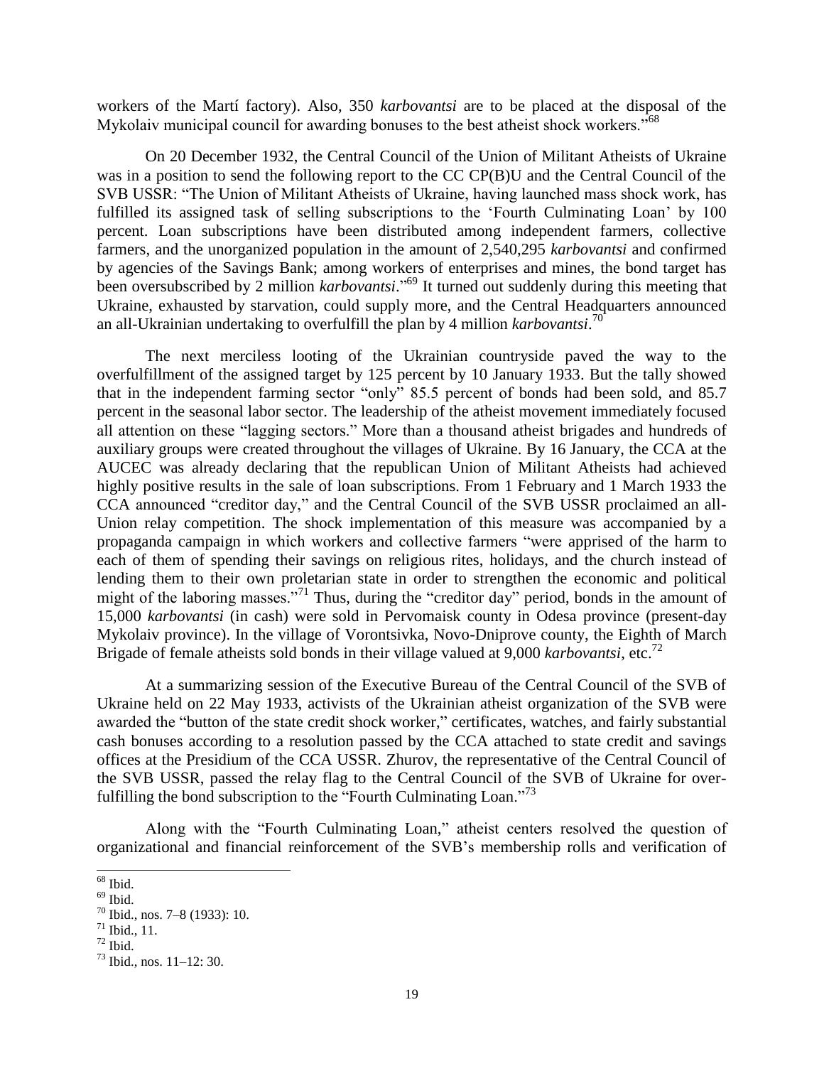workers of the Martí factory). Also, 350 *karbovantsi* are to be placed at the disposal of the Mykolaiv municipal council for awarding bonuses to the best atheist shock workers."[68]

On 20 December 1932, the Central Council of the Union of Militant Atheists of Ukraine was in a position to send the following report to the CC CP(B)U and the Central Council of the SVB USSR: "The Union of Militant Atheists of Ukraine, having launched mass shock work, has fulfilled its assigned task of selling subscriptions to the 'Fourth Culminating Loan' by 100 percent. Loan subscriptions have been distributed among independent farmers, collective farmers, and the unorganized population in the amount of 2,540,295 *karbovantsi* and confirmed by agencies of the Savings Bank; among workers of enterprises and mines, the bond target has been oversubscribed by 2 million *karbovantsi*."[69] It turned out suddenly during this meeting that Ukraine, exhausted by starvation, could supply more, and the Central Headquarters announced an all-Ukrainian undertaking to overfulfill the plan by 4 million *karbovantsi*.[70]

The next merciless looting of the Ukrainian countryside paved the way to the overfulfillment of the assigned target by 125 percent by 10 January 1933. But the tally showed that in the independent farming sector "only" 85.5 percent of bonds had been sold, and 85.7 percent in the seasonal labor sector. The leadership of the atheist movement immediately focused all attention on these "lagging sectors." More than a thousand atheist brigades and hundreds of auxiliary groups were created throughout the villages of Ukraine. By 16 January, the CCA at the AUCEC was already declaring that the republican Union of Militant Atheists had achieved highly positive results in the sale of loan subscriptions. From 1 February and 1 March 1933 the CCA announced "creditor day," and the Central Council of the SVB USSR proclaimed an all-Union relay competition. The shock implementation of this measure was accompanied by a propaganda campaign in which workers and collective farmers "were apprised of the harm to each of them of spending their savings on religious rites, holidays, and the church instead of lending them to their own proletarian state in order to strengthen the economic and political might of the laboring masses."[71] Thus, during the "creditor day" period, bonds in the amount of 15,000 *karbovantsi* (in cash) were sold in Pervomaisk county in Odesa province (present-day Mykolaiv province). In the village of Vorontsivka, Novo-Dniprove county, the Eighth of March Brigade of female atheists sold bonds in their village valued at 9,000 *karbovantsi*, etc.[72]

At a summarizing session of the Executive Bureau of the Central Council of the SVB of Ukraine held on 22 May 1933, activists of the Ukrainian atheist organization of the SVB were awarded the "button of the state credit shock worker," certificates, watches, and fairly substantial cash bonuses according to a resolution passed by the CCA attached to state credit and savings offices at the Presidium of the CCA USSR. Zhurov, the representative of the Central Council of the SVB USSR, passed the relay flag to the Central Council of the SVB of Ukraine for over-fulfilling the bond subscription to the "Fourth Culminating Loan."[73]

Along with the "Fourth Culminating Loan," atheist centers resolved the question of organizational and financial reinforcement of the SVB's membership rolls and verification of

---

[68] Ibid.

[69] Ibid.

[70] Ibid., nos. 7–8 (1933): 10.

[71] Ibid., 11.

[72] Ibid.

[73] Ibid., nos. 11–12: 30.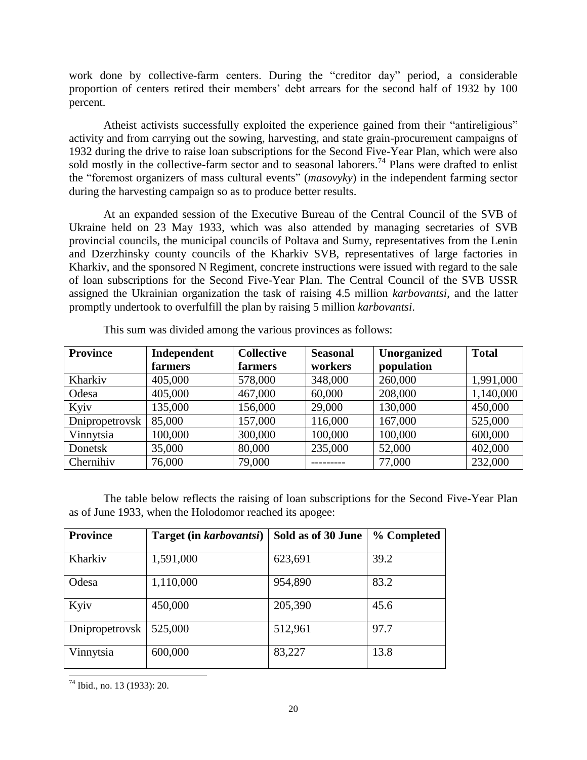work done by collective-farm centers. During the "creditor day" period, a considerable proportion of centers retired their members' debt arrears for the second half of 1932 by 100 percent.

Atheist activists successfully exploited the experience gained from their "antireligious" activity and from carrying out the sowing, harvesting, and state grain-procurement campaigns of 1932 during the drive to raise loan subscriptions for the Second Five-Year Plan, which were also sold mostly in the collective-farm sector and to seasonal laborers.[74] Plans were drafted to enlist the "foremost organizers of mass cultural events" (*masovyky*) in the independent farming sector during the harvesting campaign so as to produce better results.

At an expanded session of the Executive Bureau of the Central Council of the SVB of Ukraine held on 23 May 1933, which was also attended by managing secretaries of SVB provincial councils, the municipal councils of Poltava and Sumy, representatives from the Lenin and Dzerzhinsky county councils of the Kharkiv SVB, representatives of large factories in Kharkiv, and the sponsored N Regiment, concrete instructions were issued with regard to the sale of loan subscriptions for the Second Five-Year Plan. The Central Council of the SVB USSR assigned the Ukrainian organization the task of raising 4.5 million *karbovantsi*, and the latter promptly undertook to overfulfill the plan by raising 5 million *karbovantsi*.

This sum was divided among the various provinces as follows:

| Province | Independent farmers | Collective farmers | Seasonal workers | Unorganized population | Total |
|---|---|---|---|---|---|
| Kharkiv | 405,000 | 578,000 | 348,000 | 260,000 | 1,991,000 |
| Odesa | 405,000 | 467,000 | 60,000 | 208,000 | 1,140,000 |
| Kyiv | 135,000 | 156,000 | 29,000 | 130,000 | 450,000 |
| Dnipropetrovsk | 85,000 | 157,000 | 116,000 | 167,000 | 525,000 |
| Vinnytsia | 100,000 | 300,000 | 100,000 | 100,000 | 600,000 |
| Donetsk | 35,000 | 80,000 | 235,000 | 52,000 | 402,000 |
| Chernihiv | 76,000 | 79,000 | --------- | 77,000 | 232,000 |

The table below reflects the raising of loan subscriptions for the Second Five-Year Plan as of June 1933, when the Holodomor reached its apogee:

| Province | Target (in *karbovantsi*) | Sold as of 30 June | % Completed |
|---|---|---|---|
| Kharkiv | 1,591,000 | 623,691 | 39.2 |
| Odesa | 1,110,000 | 954,890 | 83.2 |
| Kyiv | 450,000 | 205,390 | 45.6 |
| Dnipropetrovsk | 525,000 | 512,961 | 97.7 |
| Vinnytsia | 600,000 | 83,227 | 13.8 |

[74] Ibid., no. 13 (1933): 20.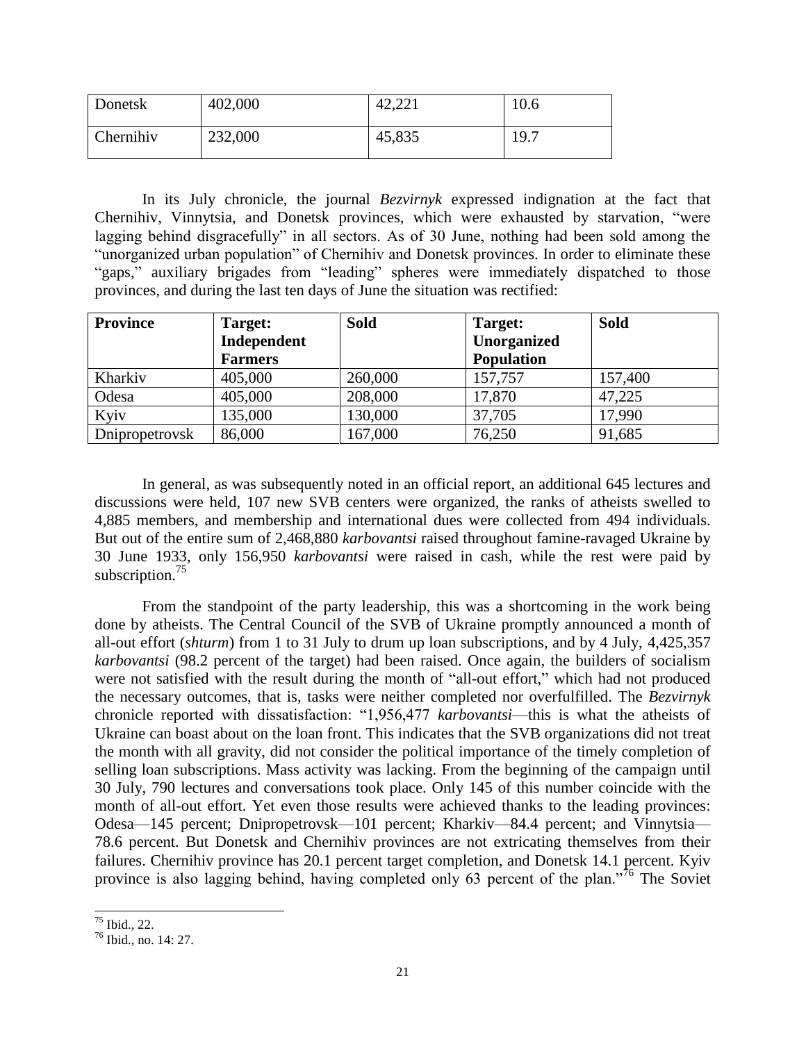| Donetsk | 402,000 | 42,221 | 10.6 |
|---|---|---|---|
| Chernihiv | 232,000 | 45,835 | 19.7 |

In its July chronicle, the journal *Bezvirnyk* expressed indignation at the fact that Chernihiv, Vinnytsia, and Donetsk provinces, which were exhausted by starvation, "were lagging behind disgracefully" in all sectors. As of 30 June, nothing had been sold among the "unorganized urban population" of Chernihiv and Donetsk provinces. In order to eliminate these "gaps," auxiliary brigades from "leading" spheres were immediately dispatched to those provinces, and during the last ten days of June the situation was rectified:

| Province | Target: Independent Farmers | Sold | Target: Unorganized Population | Sold |
|---|---|---|---|---|
| Kharkiv | 405,000 | 260,000 | 157,757 | 157,400 |
| Odesa | 405,000 | 208,000 | 17,870 | 47,225 |
| Kyiv | 135,000 | 130,000 | 37,705 | 17,990 |
| Dnipropetrovsk | 86,000 | 167,000 | 76,250 | 91,685 |

In general, as was subsequently noted in an official report, an additional 645 lectures and discussions were held, 107 new SVB centers were organized, the ranks of atheists swelled to 4,885 members, and membership and international dues were collected from 494 individuals. But out of the entire sum of 2,468,880 *karbovantsi* raised throughout famine-ravaged Ukraine by 30 June 1933, only 156,950 *karbovantsi* were raised in cash, while the rest were paid by subscription.[75]

From the standpoint of the party leadership, this was a shortcoming in the work being done by atheists. The Central Council of the SVB of Ukraine promptly announced a month of all-out effort (*shturm*) from 1 to 31 July to drum up loan subscriptions, and by 4 July, 4,425,357 *karbovantsi* (98.2 percent of the target) had been raised. Once again, the builders of socialism were not satisfied with the result during the month of "all-out effort," which had not produced the necessary outcomes, that is, tasks were neither completed nor overfulfilled. The *Bezvirnyk* chronicle reported with dissatisfaction: "1,956,477 *karbovantsi*—this is what the atheists of Ukraine can boast about on the loan front. This indicates that the SVB organizations did not treat the month with all gravity, did not consider the political importance of the timely completion of selling loan subscriptions. Mass activity was lacking. From the beginning of the campaign until 30 July, 790 lectures and conversations took place. Only 145 of this number coincide with the month of all-out effort. Yet even those results were achieved thanks to the leading provinces: Odesa—145 percent; Dnipropetrovsk—101 percent; Kharkiv—84.4 percent; and Vinnytsia—78.6 percent. But Donetsk and Chernihiv provinces are not extricating themselves from their failures. Chernihiv province has 20.1 percent target completion, and Donetsk 14.1 percent. Kyiv province is also lagging behind, having completed only 63 percent of the plan."[76] The Soviet

[75] Ibid., 22.

[76] Ibid., no. 14: 27.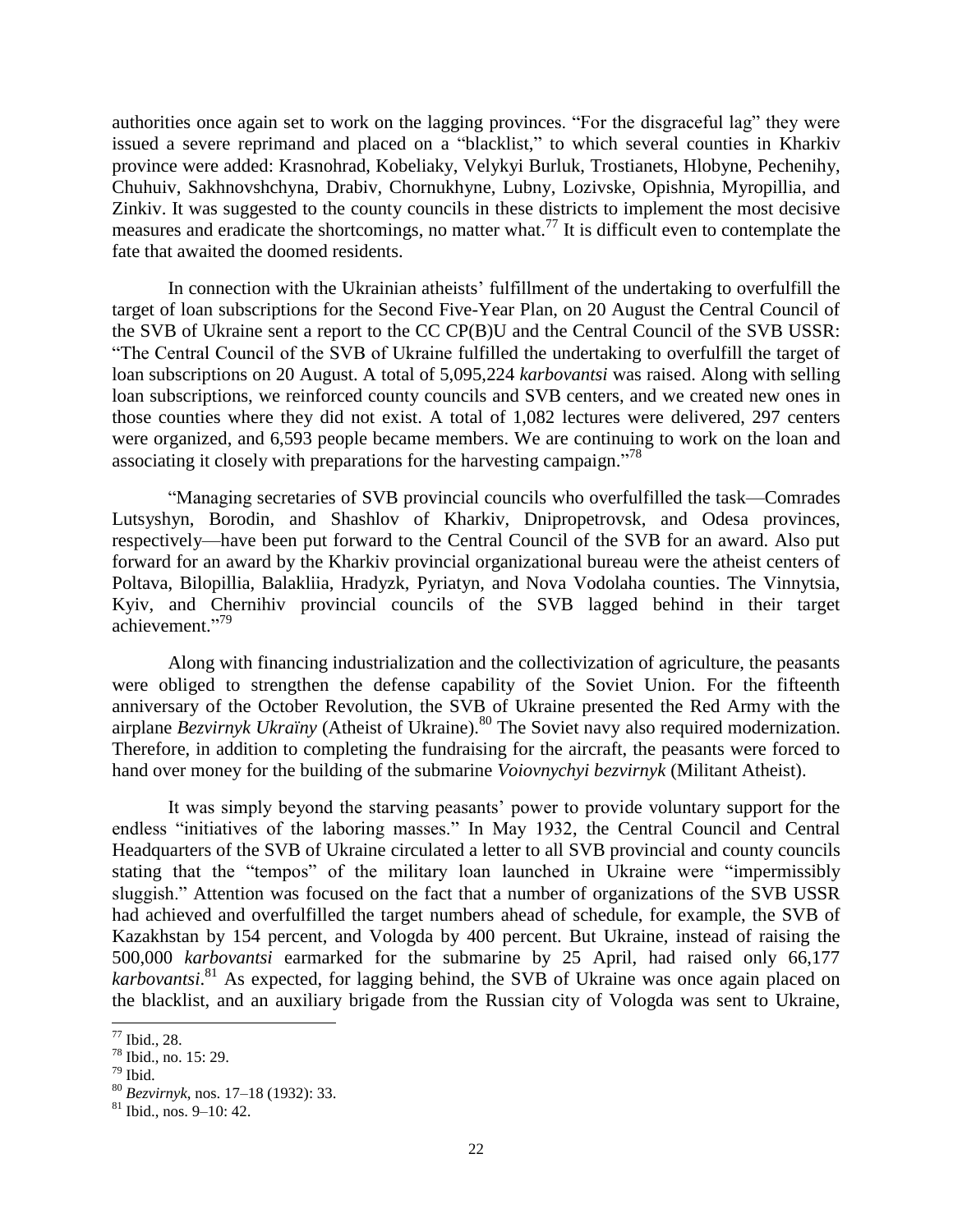authorities once again set to work on the lagging provinces. "For the disgraceful lag" they were issued a severe reprimand and placed on a "blacklist," to which several counties in Kharkiv province were added: Krasnohrad, Kobeliaky, Velykyi Burluk, Trostianets, Hlobyne, Pechenihy, Chuhuiv, Sakhnovshchyna, Drabiv, Chornukhyne, Lubny, Lozivske, Opishnia, Myropillia, and Zinkiv. It was suggested to the county councils in these districts to implement the most decisive measures and eradicate the shortcomings, no matter what.[77] It is difficult even to contemplate the fate that awaited the doomed residents.

In connection with the Ukrainian atheists' fulfillment of the undertaking to overfulfill the target of loan subscriptions for the Second Five-Year Plan, on 20 August the Central Council of the SVB of Ukraine sent a report to the CC CP(B)U and the Central Council of the SVB USSR: "The Central Council of the SVB of Ukraine fulfilled the undertaking to overfulfill the target of loan subscriptions on 20 August. A total of 5,095,224 *karbovantsi* was raised. Along with selling loan subscriptions, we reinforced county councils and SVB centers, and we created new ones in those counties where they did not exist. A total of 1,082 lectures were delivered, 297 centers were organized, and 6,593 people became members. We are continuing to work on the loan and associating it closely with preparations for the harvesting campaign."[78]

"Managing secretaries of SVB provincial councils who overfulfilled the task—Comrades Lutsyshyn, Borodin, and Shashlov of Kharkiv, Dnipropetrovsk, and Odesa provinces, respectively—have been put forward to the Central Council of the SVB for an award. Also put forward for an award by the Kharkiv provincial organizational bureau were the atheist centers of Poltava, Bilopillia, Balakliia, Hradyzk, Pyriatyn, and Nova Vodolaha counties. The Vinnytsia, Kyiv, and Chernihiv provincial councils of the SVB lagged behind in their target achievement."[79]

Along with financing industrialization and the collectivization of agriculture, the peasants were obliged to strengthen the defense capability of the Soviet Union. For the fifteenth anniversary of the October Revolution, the SVB of Ukraine presented the Red Army with the airplane *Bezvirnyk Ukraïny* (Atheist of Ukraine).[80] The Soviet navy also required modernization. Therefore, in addition to completing the fundraising for the aircraft, the peasants were forced to hand over money for the building of the submarine *Voiovnychyi bezvirnyk* (Militant Atheist).

It was simply beyond the starving peasants' power to provide voluntary support for the endless "initiatives of the laboring masses." In May 1932, the Central Council and Central Headquarters of the SVB of Ukraine circulated a letter to all SVB provincial and county councils stating that the "tempos" of the military loan launched in Ukraine were "impermissibly sluggish." Attention was focused on the fact that a number of organizations of the SVB USSR had achieved and overfulfilled the target numbers ahead of schedule, for example, the SVB of Kazakhstan by 154 percent, and Vologda by 400 percent. But Ukraine, instead of raising the 500,000 *karbovantsi* earmarked for the submarine by 25 April, had raised only 66,177 *karbovantsi*.[81] As expected, for lagging behind, the SVB of Ukraine was once again placed on the blacklist, and an auxiliary brigade from the Russian city of Vologda was sent to Ukraine,

---

[77] Ibid., 28.

[78] Ibid., no. 15: 29.

[79] Ibid.

[80] *Bezvirnyk*, nos. 17–18 (1932): 33.

[81] Ibid., nos. 9–10: 42.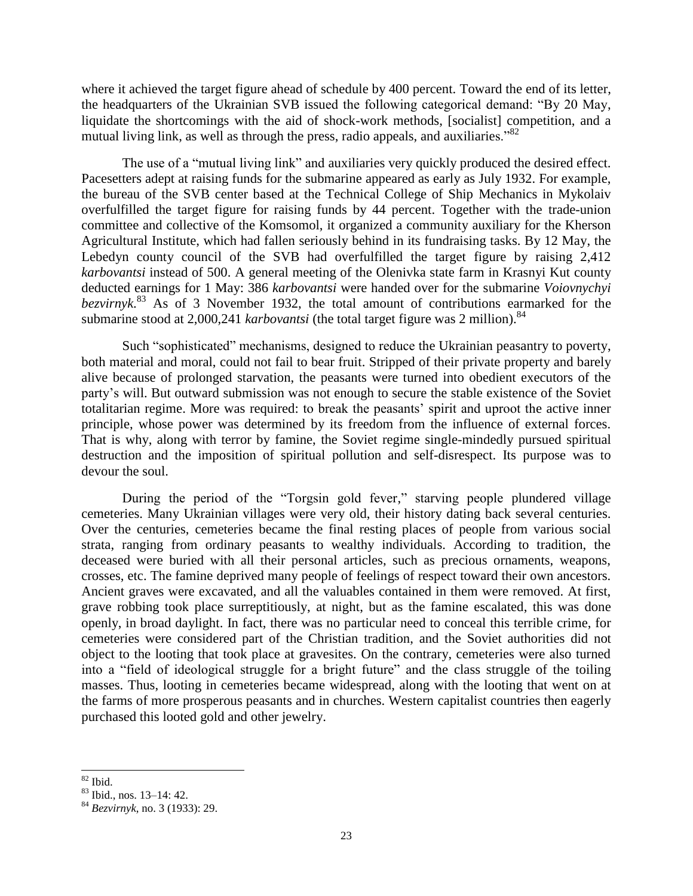where it achieved the target figure ahead of schedule by 400 percent. Toward the end of its letter, the headquarters of the Ukrainian SVB issued the following categorical demand: “By 20 May, liquidate the shortcomings with the aid of shock-work methods, [socialist] competition, and a mutual living link, as well as through the press, radio appeals, and auxiliaries.”[82]

The use of a “mutual living link” and auxiliaries very quickly produced the desired effect. Pacesetters adept at raising funds for the submarine appeared as early as July 1932. For example, the bureau of the SVB center based at the Technical College of Ship Mechanics in Mykolaiv overfulfilled the target figure for raising funds by 44 percent. Together with the trade-union committee and collective of the Komsomol, it organized a community auxiliary for the Kherson Agricultural Institute, which had fallen seriously behind in its fundraising tasks. By 12 May, the Lebedyn county council of the SVB had overfulfilled the target figure by raising 2,412 *karbovantsi* instead of 500. A general meeting of the Olenivka state farm in Krasnyi Kut county deducted earnings for 1 May: 386 *karbovantsi* were handed over for the submarine *Voiovnychyi bezvirnyk*.[83] As of 3 November 1932, the total amount of contributions earmarked for the submarine stood at 2,000,241 *karbovantsi* (the total target figure was 2 million).[84]

Such “sophisticated” mechanisms, designed to reduce the Ukrainian peasantry to poverty, both material and moral, could not fail to bear fruit. Stripped of their private property and barely alive because of prolonged starvation, the peasants were turned into obedient executors of the party’s will. But outward submission was not enough to secure the stable existence of the Soviet totalitarian regime. More was required: to break the peasants’ spirit and uproot the active inner principle, whose power was determined by its freedom from the influence of external forces. That is why, along with terror by famine, the Soviet regime single-mindedly pursued spiritual destruction and the imposition of spiritual pollution and self-disrespect. Its purpose was to devour the soul.

During the period of the “Torgsin gold fever,” starving people plundered village cemeteries. Many Ukrainian villages were very old, their history dating back several centuries. Over the centuries, cemeteries became the final resting places of people from various social strata, ranging from ordinary peasants to wealthy individuals. According to tradition, the deceased were buried with all their personal articles, such as precious ornaments, weapons, crosses, etc. The famine deprived many people of feelings of respect toward their own ancestors. Ancient graves were excavated, and all the valuables contained in them were removed. At first, grave robbing took place surreptitiously, at night, but as the famine escalated, this was done openly, in broad daylight. In fact, there was no particular need to conceal this terrible crime, for cemeteries were considered part of the Christian tradition, and the Soviet authorities did not object to the looting that took place at gravesites. On the contrary, cemeteries were also turned into a “field of ideological struggle for a bright future” and the class struggle of the toiling masses. Thus, looting in cemeteries became widespread, along with the looting that went on at the farms of more prosperous peasants and in churches. Western capitalist countries then eagerly purchased this looted gold and other jewelry.

---

[82] Ibid.

[83] Ibid., nos. 13–14: 42.

[84] *Bezvirnyk*, no. 3 (1933): 29.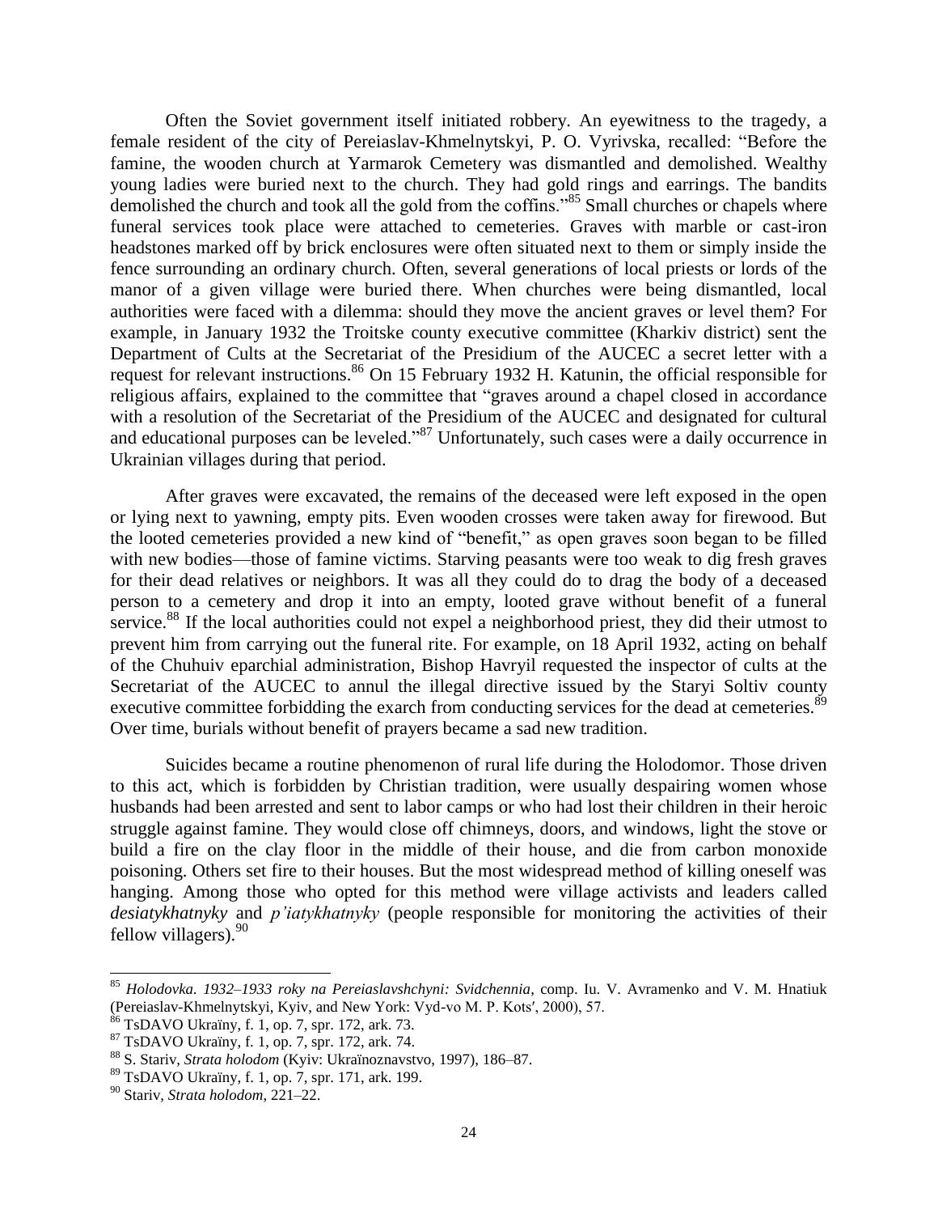Often the Soviet government itself initiated robbery. An eyewitness to the tragedy, a female resident of the city of Pereiaslav-Khmelnytskyi, P. O. Vyrivska, recalled: "Before the famine, the wooden church at Yarmarok Cemetery was dismantled and demolished. Wealthy young ladies were buried next to the church. They had gold rings and earrings. The bandits demolished the church and took all the gold from the coffins."[85] Small churches or chapels where funeral services took place were attached to cemeteries. Graves with marble or cast-iron headstones marked off by brick enclosures were often situated next to them or simply inside the fence surrounding an ordinary church. Often, several generations of local priests or lords of the manor of a given village were buried there. When churches were being dismantled, local authorities were faced with a dilemma: should they move the ancient graves or level them? For example, in January 1932 the Troitske county executive committee (Kharkiv district) sent the Department of Cults at the Secretariat of the Presidium of the AUCEC a secret letter with a request for relevant instructions.[86] On 15 February 1932 H. Katunin, the official responsible for religious affairs, explained to the committee that "graves around a chapel closed in accordance with a resolution of the Secretariat of the Presidium of the AUCEC and designated for cultural and educational purposes can be leveled."[87] Unfortunately, such cases were a daily occurrence in Ukrainian villages during that period.

After graves were excavated, the remains of the deceased were left exposed in the open or lying next to yawning, empty pits. Even wooden crosses were taken away for firewood. But the looted cemeteries provided a new kind of "benefit," as open graves soon began to be filled with new bodies—those of famine victims. Starving peasants were too weak to dig fresh graves for their dead relatives or neighbors. It was all they could do to drag the body of a deceased person to a cemetery and drop it into an empty, looted grave without benefit of a funeral service.[88] If the local authorities could not expel a neighborhood priest, they did their utmost to prevent him from carrying out the funeral rite. For example, on 18 April 1932, acting on behalf of the Chuhuiv eparchial administration, Bishop Havryil requested the inspector of cults at the Secretariat of the AUCEC to annul the illegal directive issued by the Staryi Soltiv county executive committee forbidding the exarch from conducting services for the dead at cemeteries.[89] Over time, burials without benefit of prayers became a sad new tradition.

Suicides became a routine phenomenon of rural life during the Holodomor. Those driven to this act, which is forbidden by Christian tradition, were usually despairing women whose husbands had been arrested and sent to labor camps or who had lost their children in their heroic struggle against famine. They would close off chimneys, doors, and windows, light the stove or build a fire on the clay floor in the middle of their house, and die from carbon monoxide poisoning. Others set fire to their houses. But the most widespread method of killing oneself was hanging. Among those who opted for this method were village activists and leaders called *desiatykhatnyky* and *p'iatykhatnyky* (people responsible for monitoring the activities of their fellow villagers).[90]

---

[85] *Holodovka. 1932–1933 roky na Pereiaslavshchyni: Svidchennia*, comp. Iu. V. Avramenko and V. M. Hnatiuk (Pereiaslav-Khmelnytskyi, Kyiv, and New York: Vyd-vo M. P. Kots′, 2000), 57.

[86] TsDAVO Ukraïny, f. 1, op. 7, spr. 172, ark. 73.

[87] TsDAVO Ukraïny, f. 1, op. 7, spr. 172, ark. 74.

[88] S. Stariv, *Strata holodom* (Kyiv: Ukraïnoznavstvo, 1997), 186–87.

[89] TsDAVO Ukraïny, f. 1, op. 7, spr. 171, ark. 199.

[90] Stariv, *Strata holodom*, 221–22.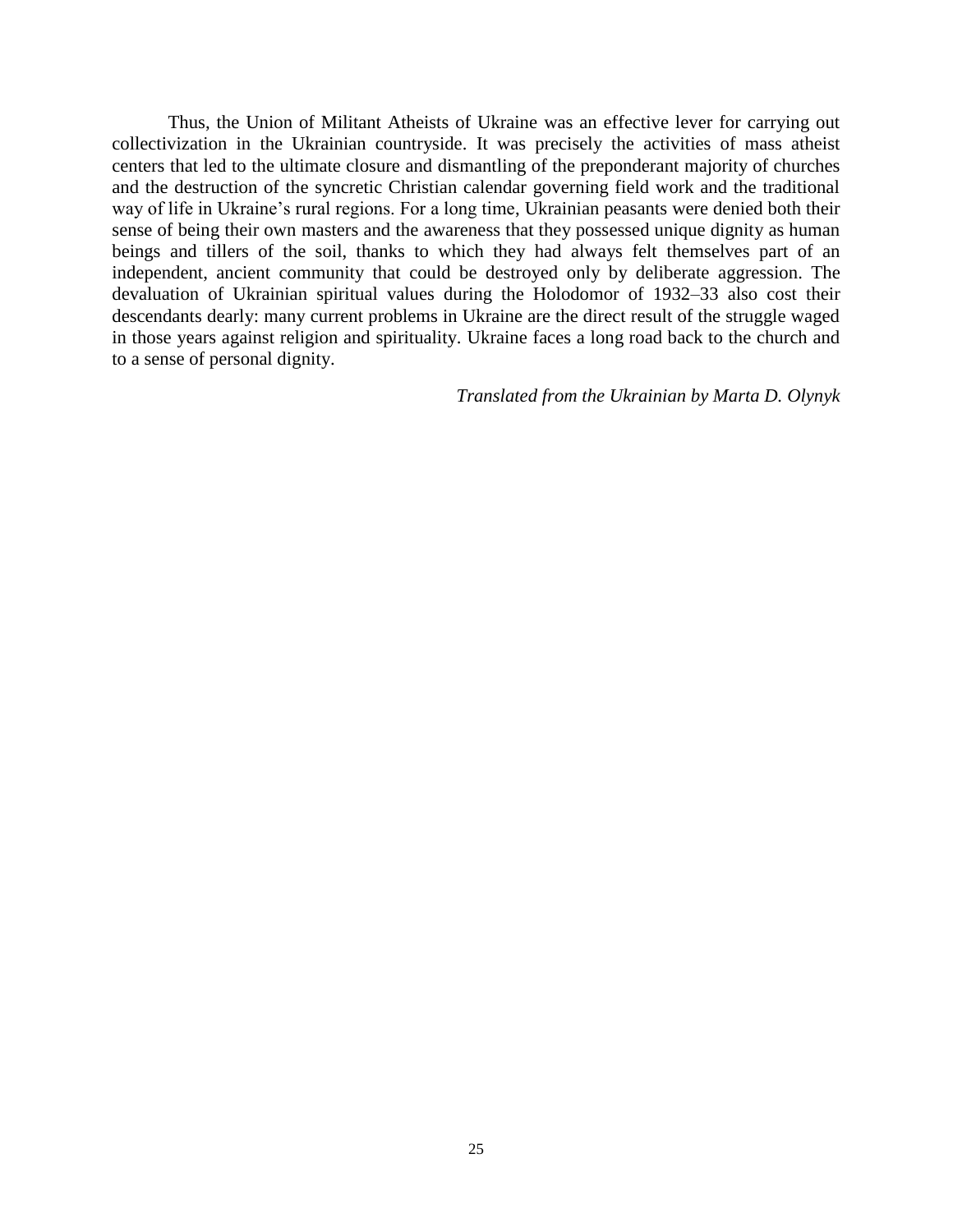Thus, the Union of Militant Atheists of Ukraine was an effective lever for carrying out collectivization in the Ukrainian countryside. It was precisely the activities of mass atheist centers that led to the ultimate closure and dismantling of the preponderant majority of churches and the destruction of the syncretic Christian calendar governing field work and the traditional way of life in Ukraine's rural regions. For a long time, Ukrainian peasants were denied both their sense of being their own masters and the awareness that they possessed unique dignity as human beings and tillers of the soil, thanks to which they had always felt themselves part of an independent, ancient community that could be destroyed only by deliberate aggression. The devaluation of Ukrainian spiritual values during the Holodomor of 1932–33 also cost their descendants dearly: many current problems in Ukraine are the direct result of the struggle waged in those years against religion and spirituality. Ukraine faces a long road back to the church and to a sense of personal dignity.

*Translated from the Ukrainian by Marta D. Olynyk*